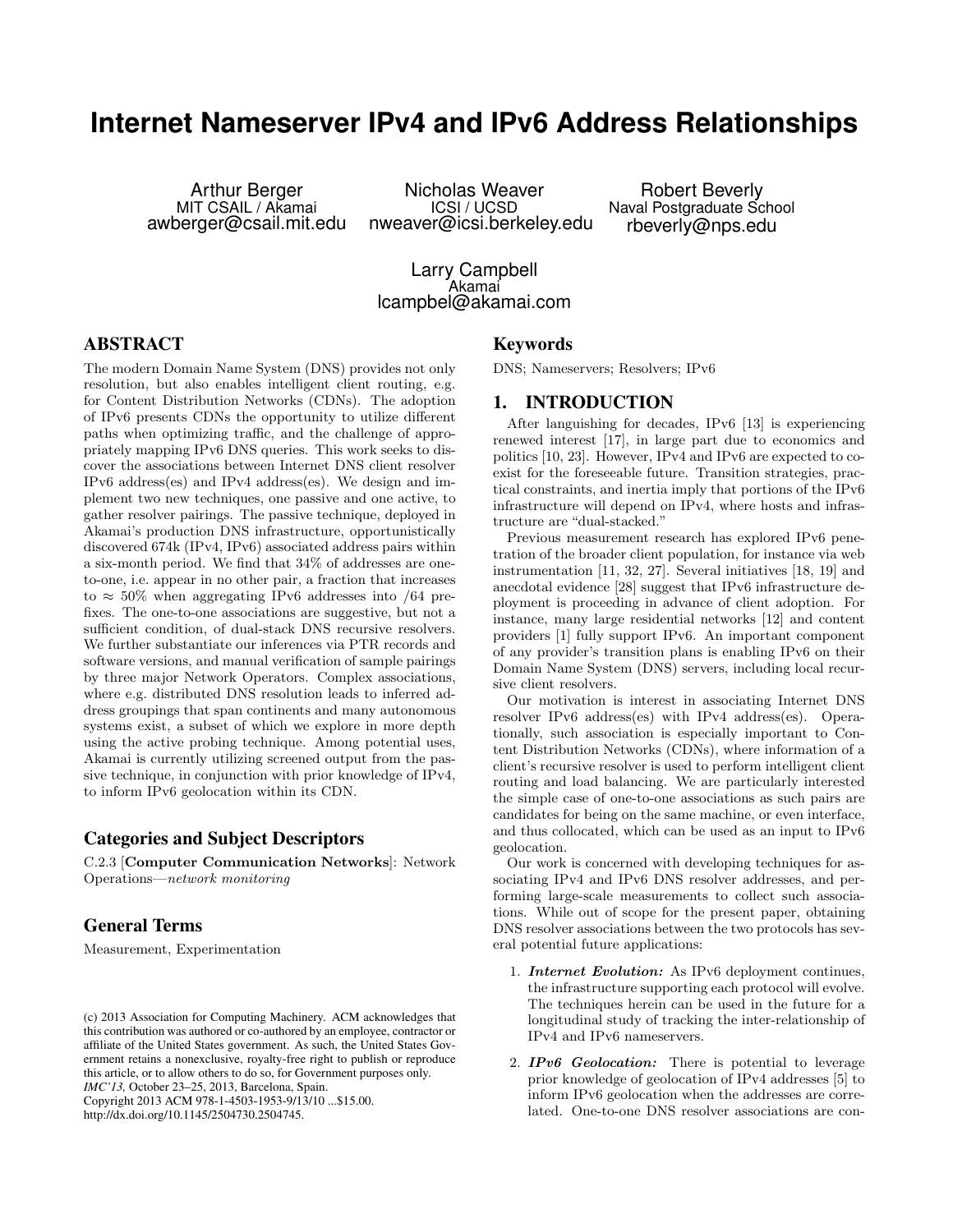# Internet Nameserver IPv4 and IPv6 Address Relationships

Arthur Berger
MIT CSAIL / Akamai
awberger@csail.mit.edu

Nicholas Weaver
ICSI / UCSD
nweaver@icsi.berkeley.edu

Robert Beverly
Naval Postgraduate School
rbeverly@nps.edu

Larry Campbell
Akamai
lcampbel@akamai.com

## ABSTRACT

The modern Domain Name System (DNS) provides not only resolution, but also enables intelligent client routing, e.g. for Content Distribution Networks (CDNs). The adoption of IPv6 presents CDNs the opportunity to utilize different paths when optimizing traffic, and the challenge of appropriately mapping IPv6 DNS queries. This work seeks to discover the associations between Internet DNS client resolver IPv6 address(es) and IPv4 address(es). We design and implement two new techniques, one passive and one active, to gather resolver pairings. The passive technique, deployed in Akamai's production DNS infrastructure, opportunistically discovered 674k (IPv4, IPv6) associated address pairs within a six-month period. We find that 34% of addresses are one-to-one, i.e. appear in no other pair, a fraction that increases to $\approx$ 50% when aggregating IPv6 addresses into /64 prefixes. The one-to-one associations are suggestive, but not a sufficient condition, of dual-stack DNS recursive resolvers. We further substantiate our inferences via PTR records and software versions, and manual verification of sample pairings by three major Network Operators. Complex associations, where e.g. distributed DNS resolution leads to inferred address groupings that span continents and many autonomous systems exist, a subset of which we explore in more depth using the active probing technique. Among potential uses, Akamai is currently utilizing screened output from the passive technique, in conjunction with prior knowledge of IPv4, to inform IPv6 geolocation within its CDN.

### Categories and Subject Descriptors

C.2.3 [**Computer Communication Networks**]: Network Operations—*network monitoring*

### General Terms

Measurement, Experimentation

(c) 2013 Association for Computing Machinery. ACM acknowledges that this contribution was authored or co-authored by an employee, contractor or affiliate of the United States government. As such, the United States Government retains a nonexclusive, royalty-free right to publish or reproduce this article, or to allow others to do so, for Government purposes only.
*IMC'13,* October 23–25, 2013, Barcelona, Spain.
Copyright 2013 ACM 978-1-4503-1953-9/13/10 ...$15.00.
http://dx.doi.org/10.1145/2504730.2504745.

### Keywords

DNS; Nameservers; Resolvers; IPv6

## 1. INTRODUCTION

After languishing for decades, IPv6 [13] is experiencing renewed interest [17], in large part due to economics and politics [10, 23]. However, IPv4 and IPv6 are expected to coexist for the foreseeable future. Transition strategies, practical constraints, and inertia imply that portions of the IPv6 infrastructure will depend on IPv4, where hosts and infrastructure are "dual-stacked."

Previous measurement research has explored IPv6 penetration of the broader client population, for instance via web instrumentation [11, 32, 27]. Several initiatives [18, 19] and anecdotal evidence [28] suggest that IPv6 infrastructure deployment is proceeding in advance of client adoption. For instance, many large residential networks [12] and content providers [1] fully support IPv6. An important component of any provider's transition plans is enabling IPv6 on their Domain Name System (DNS) servers, including local recursive client resolvers.

Our motivation is interest in associating Internet DNS resolver IPv6 address(es) with IPv4 address(es). Operationally, such association is especially important to Content Distribution Networks (CDNs), where information of a client's recursive resolver is used to perform intelligent client routing and load balancing. We are particularly interested the simple case of one-to-one associations as such pairs are candidates for being on the same machine, or even interface, and thus collocated, which can be used as an input to IPv6 geolocation.

Our work is concerned with developing techniques for associating IPv4 and IPv6 DNS resolver addresses, and performing large-scale measurements to collect such associations. While out of scope for the present paper, obtaining DNS resolver associations between the two protocols has several potential future applications:

1. ***Internet Evolution:*** As IPv6 deployment continues, the infrastructure supporting each protocol will evolve. The techniques herein can be used in the future for a longitudinal study of tracking the inter-relationship of IPv4 and IPv6 nameservers.
2. ***IPv6 Geolocation:*** There is potential to leverage prior knowledge of geolocation of IPv4 addresses [5] to inform IPv6 geolocation when the addresses are correlated. One-to-one DNS resolver associations are con-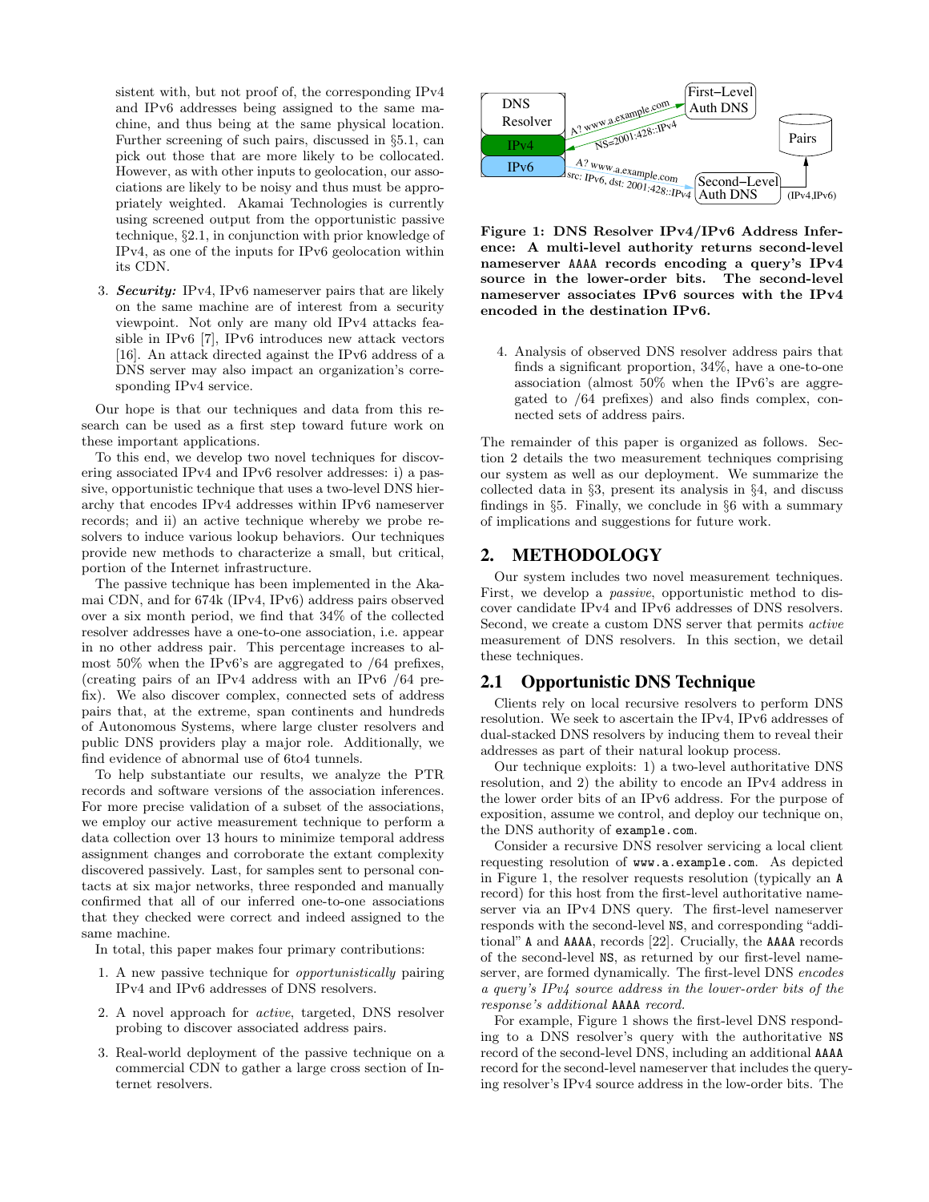sistent with, but not proof of, the corresponding IPv4 and IPv6 addresses being assigned to the same machine, and thus being at the same physical location. Further screening of such pairs, discussed in §5.1, can pick out those that are more likely to be collocated. However, as with other inputs to geolocation, our associations are likely to be noisy and thus must be appropriately weighted. Akamai Technologies is currently using screened output from the opportunistic passive technique, §2.1, in conjunction with prior knowledge of IPv4, as one of the inputs for IPv6 geolocation within its CDN.

3. ***Security:*** IPv4, IPv6 nameserver pairs that are likely on the same machine are of interest from a security viewpoint. Not only are many old IPv4 attacks feasible in IPv6 [7], IPv6 introduces new attack vectors [16]. An attack directed against the IPv6 address of a DNS server may also impact an organization's corresponding IPv4 service.

Our hope is that our techniques and data from this research can be used as a first step toward future work on these important applications.

To this end, we develop two novel techniques for discovering associated IPv4 and IPv6 resolver addresses: i) a passive, opportunistic technique that uses a two-level DNS hierarchy that encodes IPv4 addresses within IPv6 nameserver records; and ii) an active technique whereby we probe resolvers to induce various lookup behaviors. Our techniques provide new methods to characterize a small, but critical, portion of the Internet infrastructure.

The passive technique has been implemented in the Akamai CDN, and for 674k (IPv4, IPv6) address pairs observed over a six month period, we find that 34% of the collected resolver addresses have a one-to-one association, i.e. appear in no other address pair. This percentage increases to almost 50% when the IPv6's are aggregated to /64 prefixes, (creating pairs of an IPv4 address with an IPv6 /64 prefix). We also discover complex, connected sets of address pairs that, at the extreme, span continents and hundreds of Autonomous Systems, where large cluster resolvers and public DNS providers play a major role. Additionally, we find evidence of abnormal use of 6to4 tunnels.

To help substantiate our results, we analyze the PTR records and software versions of the association inferences. For more precise validation of a subset of the associations, we employ our active measurement technique to perform a data collection over 13 hours to minimize temporal address assignment changes and corroborate the extant complexity discovered passively. Last, for samples sent to personal contacts at six major networks, three responded and manually confirmed that all of our inferred one-to-one associations that they checked were correct and indeed assigned to the same machine.

In total, this paper makes four primary contributions:

1. A new passive technique for *opportunistically* pairing IPv4 and IPv6 addresses of DNS resolvers.

2. A novel approach for *active*, targeted, DNS resolver probing to discover associated address pairs.

3. Real-world deployment of the passive technique on a commercial CDN to gather a large cross section of Internet resolvers.

4. Analysis of observed DNS resolver address pairs that finds a significant proportion, 34%, have a one-to-one association (almost 50% when the IPv6's are aggregated to /64 prefixes) and also finds complex, connected sets of address pairs.

**Figure 1: DNS Resolver IPv4/IPv6 Address Inference: A multi-level authority returns second-level nameserver AAAA records encoding a query's IPv4 source in the lower-order bits. The second-level nameserver associates IPv6 sources with the IPv4 encoded in the destination IPv6.**

The remainder of this paper is organized as follows. Section 2 details the two measurement techniques comprising our system as well as our deployment. We summarize the collected data in §3, present its analysis in §4, and discuss findings in §5. Finally, we conclude in §6 with a summary of implications and suggestions for future work.

## 2. METHODOLOGY

Our system includes two novel measurement techniques. First, we develop a *passive*, opportunistic method to discover candidate IPv4 and IPv6 addresses of DNS resolvers. Second, we create a custom DNS server that permits *active* measurement of DNS resolvers. In this section, we detail these techniques.

### 2.1 Opportunistic DNS Technique

Clients rely on local recursive resolvers to perform DNS resolution. We seek to ascertain the IPv4, IPv6 addresses of dual-stacked DNS resolvers by inducing them to reveal their addresses as part of their natural lookup process.

Our technique exploits: 1) a two-level authoritative DNS resolution, and 2) the ability to encode an IPv4 address in the lower order bits of an IPv6 address. For the purpose of exposition, assume we control, and deploy our technique on, the DNS authority of `example.com`.

Consider a recursive DNS resolver servicing a local client requesting resolution of `www.a.example.com`. As depicted in Figure 1, the resolver requests resolution (typically an `A` record) for this host from the first-level authoritative nameserver via an IPv4 DNS query. The first-level nameserver responds with the second-level `NS`, and corresponding "additional" `A` and `AAAA`, records [22]. Crucially, the `AAAA` records of the second-level `NS`, as returned by our first-level nameserver, are formed dynamically. The first-level DNS *encodes a query's IPv4 source address in the lower-order bits of the response's additional* `AAAA` *record.*

For example, Figure 1 shows the first-level DNS responding to a DNS resolver's query with the authoritative `NS` record of the second-level DNS, including an additional `AAAA` record for the second-level nameserver that includes the querying resolver's IPv4 source address in the low-order bits. The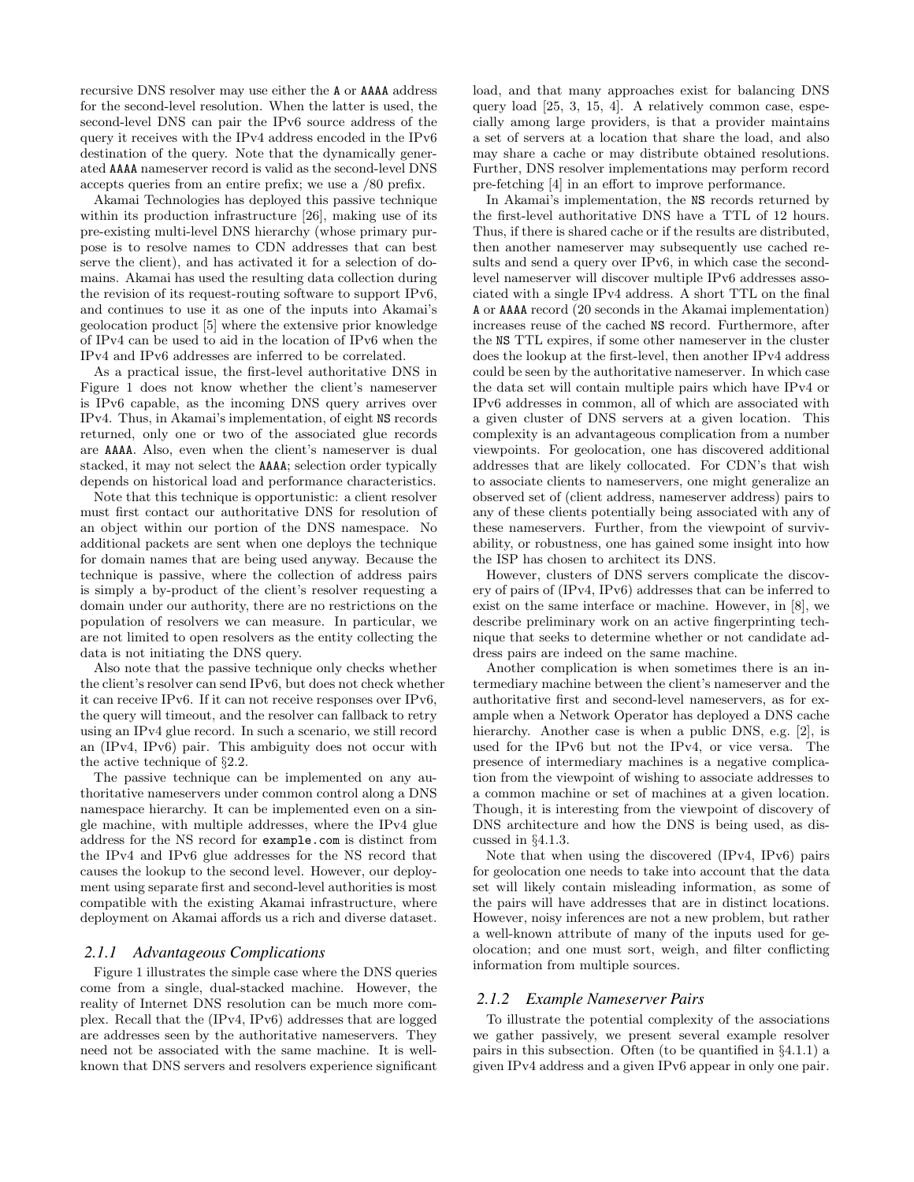recursive DNS resolver may use either the A or AAAA address for the second-level resolution. When the latter is used, the second-level DNS can pair the IPv6 source address of the query it receives with the IPv4 address encoded in the IPv6 destination of the query. Note that the dynamically generated AAAA nameserver record is valid as the second-level DNS accepts queries from an entire prefix; we use a /80 prefix.

Akamai Technologies has deployed this passive technique within its production infrastructure [26], making use of its pre-existing multi-level DNS hierarchy (whose primary purpose is to resolve names to CDN addresses that can best serve the client), and has activated it for a selection of domains. Akamai has used the resulting data collection during the revision of its request-routing software to support IPv6, and continues to use it as one of the inputs into Akamai's geolocation product [5] where the extensive prior knowledge of IPv4 can be used to aid in the location of IPv6 when the IPv4 and IPv6 addresses are inferred to be correlated.

As a practical issue, the first-level authoritative DNS in Figure 1 does not know whether the client's nameserver is IPv6 capable, as the incoming DNS query arrives over IPv4. Thus, in Akamai's implementation, of eight NS records returned, only one or two of the associated glue records are AAAA. Also, even when the client's nameserver is dual stacked, it may not select the AAAA; selection order typically depends on historical load and performance characteristics.

Note that this technique is opportunistic: a client resolver must first contact our authoritative DNS for resolution of an object within our portion of the DNS namespace. No additional packets are sent when one deploys the technique for domain names that are being used anyway. Because the technique is passive, where the collection of address pairs is simply a by-product of the client's resolver requesting a domain under our authority, there are no restrictions on the population of resolvers we can measure. In particular, we are not limited to open resolvers as the entity collecting the data is not initiating the DNS query.

Also note that the passive technique only checks whether the client's resolver can send IPv6, but does not check whether it can receive IPv6. If it can not receive responses over IPv6, the query will timeout, and the resolver can fallback to retry using an IPv4 glue record. In such a scenario, we still record an (IPv4, IPv6) pair. This ambiguity does not occur with the active technique of §2.2.

The passive technique can be implemented on any authoritative nameservers under common control along a DNS namespace hierarchy. It can be implemented even on a single machine, with multiple addresses, where the IPv4 glue address for the NS record for example.com is distinct from the IPv4 and IPv6 glue addresses for the NS record that causes the lookup to the second level. However, our deployment using separate first and second-level authorities is most compatible with the existing Akamai infrastructure, where deployment on Akamai affords us a rich and diverse dataset.

### 2.1.1 Advantageous Complications

Figure 1 illustrates the simple case where the DNS queries come from a single, dual-stacked machine. However, the reality of Internet DNS resolution can be much more complex. Recall that the (IPv4, IPv6) addresses that are logged are addresses seen by the authoritative nameservers. They need not be associated with the same machine. It is well-known that DNS servers and resolvers experience significant load, and that many approaches exist for balancing DNS query load [25, 3, 15, 4]. A relatively common case, especially among large providers, is that a provider maintains a set of servers at a location that share the load, and also may share a cache or may distribute obtained resolutions. Further, DNS resolver implementations may perform record pre-fetching [4] in an effort to improve performance.

In Akamai's implementation, the NS records returned by the first-level authoritative DNS have a TTL of 12 hours. Thus, if there is shared cache or if the results are distributed, then another nameserver may subsequently use cached results and send a query over IPv6, in which case the second-level nameserver will discover multiple IPv6 addresses associated with a single IPv4 address. A short TTL on the final A or AAAA record (20 seconds in the Akamai implementation) increases reuse of the cached NS record. Furthermore, after the NS TTL expires, if some other nameserver in the cluster does the lookup at the first-level, then another IPv4 address could be seen by the authoritative nameserver. In which case the data set will contain multiple pairs which have IPv4 or IPv6 addresses in common, all of which are associated with a given cluster of DNS servers at a given location. This complexity is an advantageous complication from a number viewpoints. For geolocation, one has discovered additional addresses that are likely collocated. For CDN's that wish to associate clients to nameservers, one might generalize an observed set of (client address, nameserver address) pairs to any of these clients potentially being associated with any of these nameservers. Further, from the viewpoint of survivability, or robustness, one has gained some insight into how the ISP has chosen to architect its DNS.

However, clusters of DNS servers complicate the discovery of pairs of (IPv4, IPv6) addresses that can be inferred to exist on the same interface or machine. However, in [8], we describe preliminary work on an active fingerprinting technique that seeks to determine whether or not candidate address pairs are indeed on the same machine.

Another complication is when sometimes there is an intermediary machine between the client's nameserver and the authoritative first and second-level nameservers, as for example when a Network Operator has deployed a DNS cache hierarchy. Another case is when a public DNS, e.g. [2], is used for the IPv6 but not the IPv4, or vice versa. The presence of intermediary machines is a negative complication from the viewpoint of wishing to associate addresses to a common machine or set of machines at a given location. Though, it is interesting from the viewpoint of discovery of DNS architecture and how the DNS is being used, as discussed in §4.1.3.

Note that when using the discovered (IPv4, IPv6) pairs for geolocation one needs to take into account that the data set will likely contain misleading information, as some of the pairs will have addresses that are in distinct locations. However, noisy inferences are not a new problem, but rather a well-known attribute of many of the inputs used for geolocation; and one must sort, weigh, and filter conflicting information from multiple sources.

### 2.1.2 Example Nameserver Pairs

To illustrate the potential complexity of the associations we gather passively, we present several example resolver pairs in this subsection. Often (to be quantified in §4.1.1) a given IPv4 address and a given IPv6 appear in only one pair.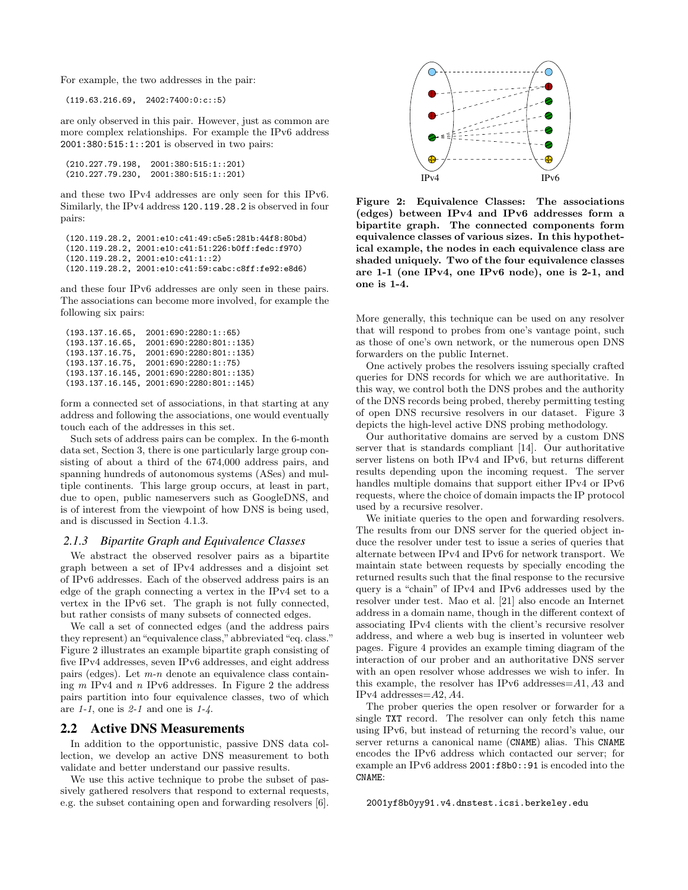For example, the two addresses in the pair:

```
(119.63.216.69,  2402:7400:0:c::5)
```

are only observed in this pair. However, just as common are more complex relationships. For example the IPv6 address 2001:380:515:1::201 is observed in two pairs:

```
(210.227.79.198,  2001:380:515:1::201)
(210.227.79.230,  2001:380:515:1::201)
```

and these two IPv4 addresses are only seen for this IPv6. Similarly, the IPv4 address 120.119.28.2 is observed in four pairs:

```
(120.119.28.2, 2001:e10:c41:49:c5e5:281b:44f8:80bd)
(120.119.28.2, 2001:e10:c41:51:226:b0ff:fedc:f970)
(120.119.28.2, 2001:e10:c41:1::2)
(120.119.28.2, 2001:e10:c41:59:cabc:c8ff:fe92:e8d6)
```

and these four IPv6 addresses are only seen in these pairs. The associations can become more involved, for example the following six pairs:

```
(193.137.16.65,  2001:690:2280:1::65)
(193.137.16.65,  2001:690:2280:801::135)
(193.137.16.75,  2001:690:2280:801::135)
(193.137.16.75,  2001:690:2280:1::75)
(193.137.16.145, 2001:690:2280:801::135)
(193.137.16.145, 2001:690:2280:801::145)
```

form a connected set of associations, in that starting at any address and following the associations, one would eventually touch each of the addresses in this set.

Such sets of address pairs can be complex. In the 6-month data set, Section 3, there is one particularly large group consisting of about a third of the 674,000 address pairs, and spanning hundreds of autonomous systems (ASes) and multiple continents. This large group occurs, at least in part, due to open, public nameservers such as GoogleDNS, and is of interest from the viewpoint of how DNS is being used, and is discussed in Section 4.1.3.

### 2.1.3 Bipartite Graph and Equivalence Classes

We abstract the observed resolver pairs as a bipartite graph between a set of IPv4 addresses and a disjoint set of IPv6 addresses. Each of the observed address pairs is an edge of the graph connecting a vertex in the IPv4 set to a vertex in the IPv6 set. The graph is not fully connected, but rather consists of many subsets of connected edges.

We call a set of connected edges (and the address pairs they represent) an "equivalence class," abbreviated "eq. class." Figure 2 illustrates an example bipartite graph consisting of five IPv4 addresses, seven IPv6 addresses, and eight address pairs (edges). Let *m-n* denote an equivalence class containing $m$ IPv4 and $n$ IPv6 addresses. In Figure 2 the address pairs partition into four equivalence classes, two of which are *1-1*, one is *2-1* and one is *1-4*.

## 2.2 Active DNS Measurements

In addition to the opportunistic, passive DNS data collection, we develop an active DNS measurement to both validate and better understand our passive results.

We use this active technique to probe the subset of passively gathered resolvers that respond to external requests, e.g. the subset containing open and forwarding resolvers [6].

**Figure 2: Equivalence Classes: The associations (edges) between IPv4 and IPv6 addresses form a bipartite graph. The connected components form equivalence classes of various sizes. In this hypothetical example, the nodes in each equivalence class are shaded uniquely. Two of the four equivalence classes are 1-1 (one IPv4, one IPv6 node), one is 2-1, and one is 1-4.**

More generally, this technique can be used on any resolver that will respond to probes from one's vantage point, such as those of one's own network, or the numerous open DNS forwarders on the public Internet.

One actively probes the resolvers issuing specially crafted queries for DNS records for which we are authoritative. In this way, we control both the DNS probes and the authority of the DNS records being probed, thereby permitting testing of open DNS recursive resolvers in our dataset. Figure 3 depicts the high-level active DNS probing methodology.

Our authoritative domains are served by a custom DNS server that is standards compliant [14]. Our authoritative server listens on both IPv4 and IPv6, but returns different results depending upon the incoming request. The server handles multiple domains that support either IPv4 or IPv6 requests, where the choice of domain impacts the IP protocol used by a recursive resolver.

We initiate queries to the open and forwarding resolvers. The results from our DNS server for the queried object induce the resolver under test to issue a series of queries that alternate between IPv4 and IPv6 for network transport. We maintain state between requests by specially encoding the returned results such that the final response to the recursive query is a "chain" of IPv4 and IPv6 addresses used by the resolver under test. Mao et al. [21] also encode an Internet address in a domain name, though in the different context of associating IPv4 clients with the client's recursive resolver address, and where a web bug is inserted in volunteer web pages. Figure 4 provides an example timing diagram of the interaction of our prober and an authoritative DNS server with an open resolver whose addresses we wish to infer. In this example, the resolver has IPv6 addresses=$A1, A3$ and IPv4 addresses=$A2, A4$.

The prober queries the open resolver or forwarder for a single TXT record. The resolver can only fetch this name using IPv6, but instead of returning the record's value, our server returns a canonical name (CNAME) alias. This CNAME encodes the IPv6 address which contacted our server; for example an IPv6 address 2001:f8b0::91 is encoded into the CNAME:

```
2001yf8b0yy91.v4.dnstest.icsi.berkeley.edu
```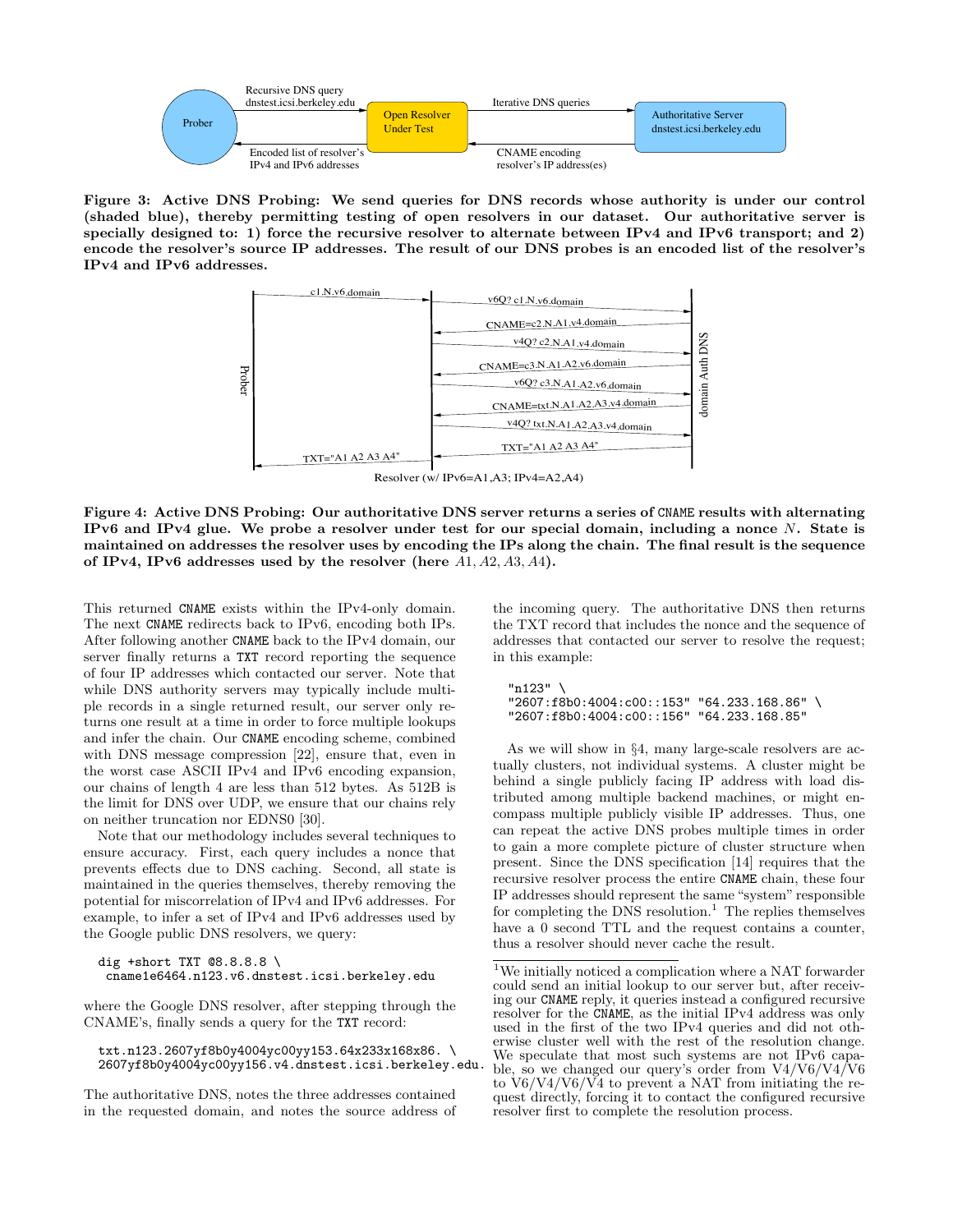**Figure 3: Active DNS Probing: We send queries for DNS records whose authority is under our control (shaded blue), thereby permitting testing of open resolvers in our dataset. Our authoritative server is specially designed to: 1) force the recursive resolver to alternate between IPv4 and IPv6 transport; and 2) encode the resolver's source IP addresses. The result of our DNS probes is an encoded list of the resolver's IPv4 and IPv6 addresses.**

**Figure 4: Active DNS Probing: Our authoritative DNS server returns a series of CNAME results with alternating IPv6 and IPv4 glue. We probe a resolver under test for our special domain, including a nonce $N$. State is maintained on addresses the resolver uses by encoding the IPs along the chain. The final result is the sequence of IPv4, IPv6 addresses used by the resolver (here $A1, A2, A3, A4$).**

This returned CNAME exists within the IPv4-only domain. The next CNAME redirects back to IPv6, encoding both IPs. After following another CNAME back to the IPv4 domain, our server finally returns a TXT record reporting the sequence of four IP addresses which contacted our server. Note that while DNS authority servers may typically include multiple records in a single returned result, our server only returns one result at a time in order to force multiple lookups and infer the chain. Our CNAME encoding scheme, combined with DNS message compression [22], ensure that, even in the worst case ASCII IPv4 and IPv6 encoding expansion, our chains of length 4 are less than 512 bytes. As 512B is the limit for DNS over UDP, we ensure that our chains rely on neither truncation nor EDNS0 [30].

Note that our methodology includes several techniques to ensure accuracy. First, each query includes a nonce that prevents effects due to DNS caching. Second, all state is maintained in the queries themselves, thereby removing the potential for miscorrelation of IPv4 and IPv6 addresses. For example, to infer a set of IPv4 and IPv6 addresses used by the Google public DNS resolvers, we query:

```
dig +short TXT @8.8.8.8 \
 cname1e6464.n123.v6.dnstest.icsi.berkeley.edu
```

where the Google DNS resolver, after stepping through the CNAME's, finally sends a query for the TXT record:

```
txt.n123.2607yf8b0y4004yc00yy153.64x233x168x86. \
2607yf8b0y4004yc00yy156.v4.dnstest.icsi.berkeley.edu.
```

The authoritative DNS, notes the three addresses contained in the requested domain, and notes the source address of the incoming query. The authoritative DNS then returns the TXT record that includes the nonce and the sequence of addresses that contacted our server to resolve the request; in this example:

```
"n123" \
"2607:f8b0:4004:c00::153" "64.233.168.86" \
"2607:f8b0:4004:c00::156" "64.233.168.85"
```

As we will show in §4, many large-scale resolvers are actually clusters, not individual systems. A cluster might be behind a single publicly facing IP address with load distributed among multiple backend machines, or might encompass multiple publicly visible IP addresses. Thus, one can repeat the active DNS probes multiple times in order to gain a more complete picture of cluster structure when present. Since the DNS specification [14] requires that the recursive resolver process the entire CNAME chain, these four IP addresses should represent the same "system" responsible for completing the DNS resolution.[1] The replies themselves have a 0 second TTL and the request contains a counter, thus a resolver should never cache the result.

[1] We initially noticed a complication where a NAT forwarder could send an initial lookup to our server but, after receiving our CNAME reply, it queries instead a configured recursive resolver for the CNAME, as the initial IPv4 address was only used in the first of the two IPv4 queries and did not otherwise cluster well with the rest of the resolution change. We speculate that most such systems are not IPv6 capable, so we changed our query's order from V4/V6/V4/V6 to V6/V4/V6/V4 to prevent a NAT from initiating the request directly, forcing it to contact the configured recursive resolver first to complete the resolution process.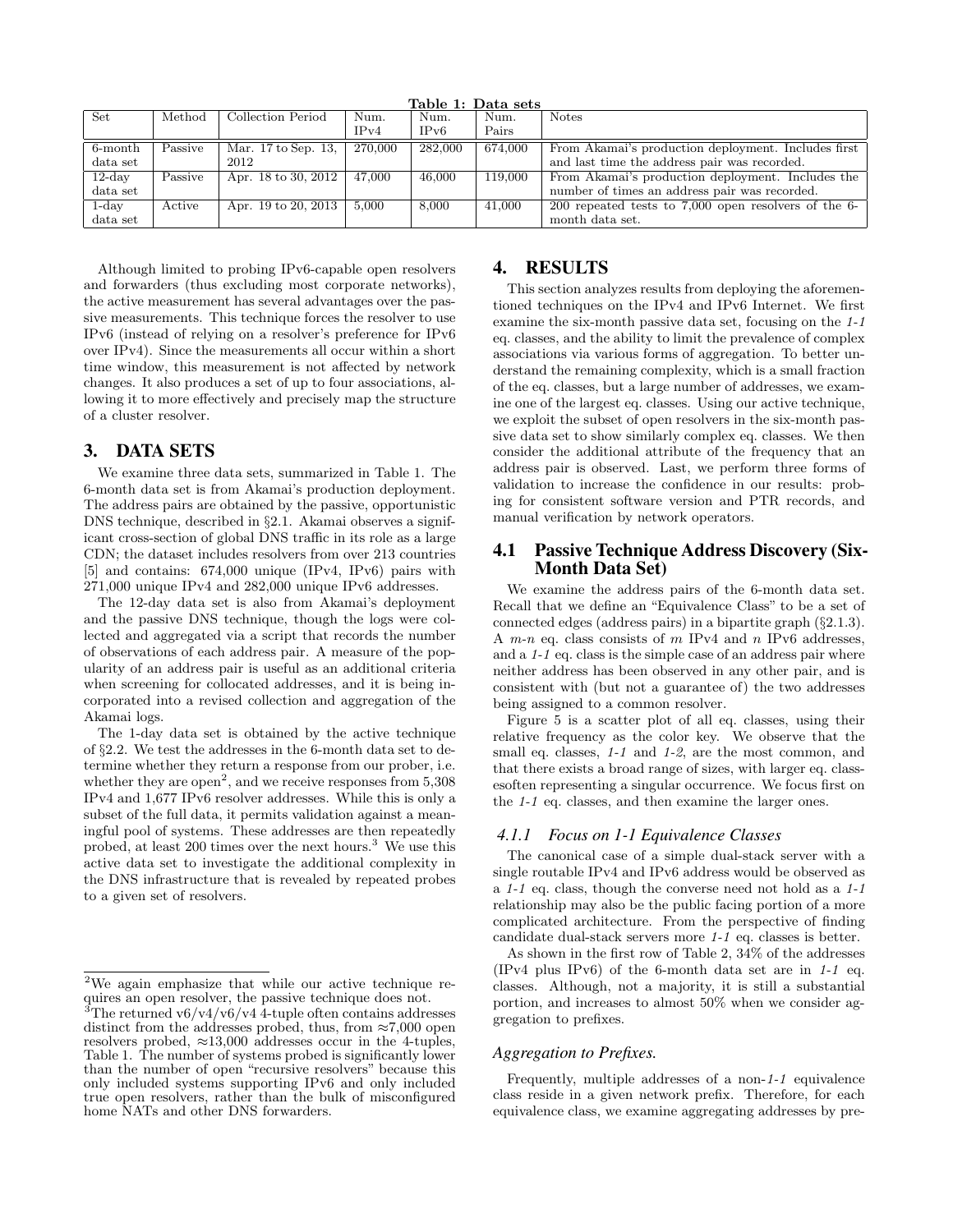**Table 1: Data sets**

| Set | Method | Collection Period | Num. IPv4 | Num. IPv6 | Num. Pairs | Notes |
|---|---|---|---|---|---|---|
| 6-month data set | Passive | Mar. 17 to Sep. 13, 2012 | 270,000 | 282,000 | 674,000 | From Akamai's production deployment. Includes first and last time the address pair was recorded. |
| 12-day data set | Passive | Apr. 18 to 30, 2012 | 47,000 | 46,000 | 119,000 | From Akamai's production deployment. Includes the number of times an address pair was recorded. |
| 1-day data set | Active | Apr. 19 to 20, 2013 | 5,000 | 8,000 | 41,000 | 200 repeated tests to 7,000 open resolvers of the 6-month data set. |

Although limited to probing IPv6-capable open resolvers and forwarders (thus excluding most corporate networks), the active measurement has several advantages over the passive measurements. This technique forces the resolver to use IPv6 (instead of relying on a resolver's preference for IPv6 over IPv4). Since the measurements all occur within a short time window, this measurement is not affected by network changes. It also produces a set of up to four associations, allowing it to more effectively and precisely map the structure of a cluster resolver.

## 3. DATA SETS

We examine three data sets, summarized in Table 1. The 6-month data set is from Akamai's production deployment. The address pairs are obtained by the passive, opportunistic DNS technique, described in §2.1. Akamai observes a significant cross-section of global DNS traffic in its role as a large CDN; the dataset includes resolvers from over 213 countries [5] and contains: 674,000 unique (IPv4, IPv6) pairs with 271,000 unique IPv4 and 282,000 unique IPv6 addresses.

The 12-day data set is also from Akamai's deployment and the passive DNS technique, though the logs were collected and aggregated via a script that records the number of observations of each address pair. A measure of the popularity of an address pair is useful as an additional criteria when screening for collocated addresses, and it is being incorporated into a revised collection and aggregation of the Akamai logs.

The 1-day data set is obtained by the active technique of §2.2. We test the addresses in the 6-month data set to determine whether they return a response from our prober, i.e. whether they are open[2], and we receive responses from 5,308 IPv4 and 1,677 IPv6 resolver addresses. While this is only a subset of the full data, it permits validation against a meaningful pool of systems. These addresses are then repeatedly probed, at least 200 times over the next hours.[3] We use this active data set to investigate the additional complexity in the DNS infrastructure that is revealed by repeated probes to a given set of resolvers.

[2] We again emphasize that while our active technique requires an open resolver, the passive technique does not.

[3] The returned v6/v4/v6/v4 4-tuple often contains addresses distinct from the addresses probed, thus, from ≈7,000 open resolvers probed, ≈13,000 addresses occur in the 4-tuples, Table 1. The number of systems probed is significantly lower than the number of open "recursive resolvers" because this only included systems supporting IPv6 and only included true open resolvers, rather than the bulk of misconfigured home NATs and other DNS forwarders.

## 4. RESULTS

This section analyzes results from deploying the aforementioned techniques on the IPv4 and IPv6 Internet. We first examine the six-month passive data set, focusing on the *1-1* eq. classes, and the ability to limit the prevalence of complex associations via various forms of aggregation. To better understand the remaining complexity, which is a small fraction of the eq. classes, but a large number of addresses, we examine one of the largest eq. classes. Using our active technique, we exploit the subset of open resolvers in the six-month passive data set to show similarly complex eq. classes. We then consider the additional attribute of the frequency that an address pair is observed. Last, we perform three forms of validation to increase the confidence in our results: probing for consistent software version and PTR records, and manual verification by network operators.

### 4.1 Passive Technique Address Discovery (Six-Month Data Set)

We examine the address pairs of the 6-month data set. Recall that we define an "Equivalence Class" to be a set of connected edges (address pairs) in a bipartite graph (§2.1.3). A *m-n* eq. class consists of *m* IPv4 and *n* IPv6 addresses, and a *1-1* eq. class is the simple case of an address pair where neither address has been observed in any other pair, and is consistent with (but not a guarantee of) the two addresses being assigned to a common resolver.

Figure 5 is a scatter plot of all eq. classes, using their relative frequency as the color key. We observe that the small eq. classes, *1-1* and *1-2*, are the most common, and that there exists a broad range of sizes, with larger eq. classesoften representing a singular occurrence. We focus first on the *1-1* eq. classes, and then examine the larger ones.

#### 4.1.1 Focus on 1-1 Equivalence Classes

The canonical case of a simple dual-stack server with a single routable IPv4 and IPv6 address would be observed as a *1-1* eq. class, though the converse need not hold as a *1-1* relationship may also be the public facing portion of a more complicated architecture. From the perspective of finding candidate dual-stack servers more *1-1* eq. classes is better.

As shown in the first row of Table 2, 34% of the addresses (IPv4 plus IPv6) of the 6-month data set are in *1-1* eq. classes. Although, not a majority, it is still a substantial portion, and increases to almost 50% when we consider aggregation to prefixes.

#### Aggregation to Prefixes.

Frequently, multiple addresses of a non-*1-1* equivalence class reside in a given network prefix. Therefore, for each equivalence class, we examine aggregating addresses by pre-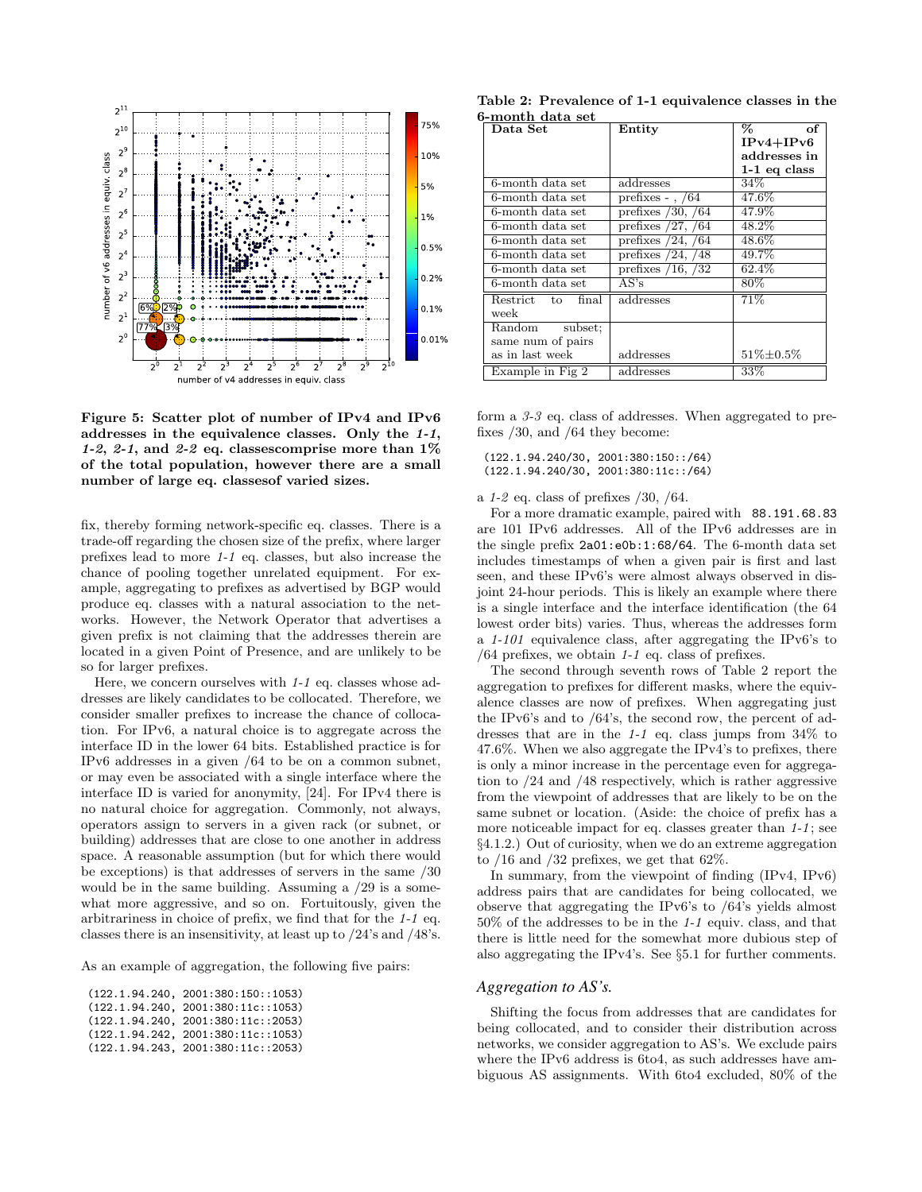**Figure 5: Scatter plot of number of IPv4 and IPv6 addresses in the equivalence classes. Only the *1-1*, *1-2*, *2-1*, and *2-2* eq. classescomprise more than 1% of the total population, however there are a small number of large eq. classesof varied sizes.**

fix, thereby forming network-specific eq. classes. There is a trade-off regarding the chosen size of the prefix, where larger prefixes lead to more *1-1* eq. classes, but also increase the chance of pooling together unrelated equipment. For example, aggregating to prefixes as advertised by BGP would produce eq. classes with a natural association to the networks. However, the Network Operator that advertises a given prefix is not claiming that the addresses therein are located in a given Point of Presence, and are unlikely to be so for larger prefixes.

Here, we concern ourselves with *1-1* eq. classes whose addresses are likely candidates to be collocated. Therefore, we consider smaller prefixes to increase the chance of collocation. For IPv6, a natural choice is to aggregate across the interface ID in the lower 64 bits. Established practice is for IPv6 addresses in a given /64 to be on a common subnet, or may even be associated with a single interface where the interface ID is varied for anonymity, [24]. For IPv4 there is no natural choice for aggregation. Commonly, not always, operators assign to servers in a given rack (or subnet, or building) addresses that are close to one another in address space. A reasonable assumption (but for which there would be exceptions) is that addresses of servers in the same /30 would be in the same building. Assuming a /29 is a somewhat more aggressive, and so on. Fortuitously, given the arbitrariness in choice of prefix, we find that for the *1-1* eq. classes there is an insensitivity, at least up to /24's and /48's.

As an example of aggregation, the following five pairs:

```
(122.1.94.240, 2001:380:150::1053)
(122.1.94.240, 2001:380:11c::1053)
(122.1.94.240, 2001:380:11c::2053)
(122.1.94.242, 2001:380:11c::1053)
(122.1.94.243, 2001:380:11c::2053)
```

**Table 2: Prevalence of 1-1 equivalence classes in the 6-month data set**

| Data Set | Entity | % of IPv4+IPv6 addresses in 1-1 eq class |
|---|---|---|
| 6-month data set | addresses | 34% |
| 6-month data set | prefixes - , /64 | 47.6% |
| 6-month data set | prefixes /30, /64 | 47.9% |
| 6-month data set | prefixes /27, /64 | 48.2% |
| 6-month data set | prefixes /24, /64 | 48.6% |
| 6-month data set | prefixes /24, /48 | 49.7% |
| 6-month data set | prefixes /16, /32 | 62.4% |
| 6-month data set | AS's | 80% |
| Restrict to final week | addresses | 71% |
| Random subset; same num of pairs as in last week | addresses | 51%±0.5% |
| Example in Fig 2 | addresses | 33% |

form a *3-3* eq. class of addresses. When aggregated to prefixes /30, and /64 they become:

```
(122.1.94.240/30, 2001:380:150::/64)
(122.1.94.240/30, 2001:380:11c::/64)
```

a *1-2* eq. class of prefixes /30, /64.

For a more dramatic example, paired with `88.191.68.83` are 101 IPv6 addresses. All of the IPv6 addresses are in the single prefix `2a01:e0b:1:68/64`. The 6-month data set includes timestamps of when a given pair is first and last seen, and these IPv6's were almost always observed in disjoint 24-hour periods. This is likely an example where there is a single interface and the interface identification (the 64 lowest order bits) varies. Thus, whereas the addresses form a *1-101* equivalence class, after aggregating the IPv6's to /64 prefixes, we obtain *1-1* eq. class of prefixes.

The second through seventh rows of Table 2 report the aggregation to prefixes for different masks, where the equivalence classes are now of prefixes. When aggregating just the IPv6's and to /64's, the second row, the percent of addresses that are in the *1-1* eq. class jumps from 34% to 47.6%. When we also aggregate the IPv4's to prefixes, there is only a minor increase in the percentage even for aggregation to /24 and /48 respectively, which is rather aggressive from the viewpoint of addresses that are likely to be on the same subnet or location. (Aside: the choice of prefix has a more noticeable impact for eq. classes greater than *1-1*; see §4.1.2.) Out of curiosity, when we do an extreme aggregation to /16 and /32 prefixes, we get that 62%.

In summary, from the viewpoint of finding (IPv4, IPv6) address pairs that are candidates for being collocated, we observe that aggregating the IPv6's to /64's yields almost 50% of the addresses to be in the *1-1* equiv. class, and that there is little need for the somewhat more dubious step of also aggregating the IPv4's. See §5.1 for further comments.

### *Aggregation to AS's.*

Shifting the focus from addresses that are candidates for being collocated, and to consider their distribution across networks, we consider aggregation to AS's. We exclude pairs where the IPv6 address is 6to4, as such addresses have ambiguous AS assignments. With 6to4 excluded, 80% of the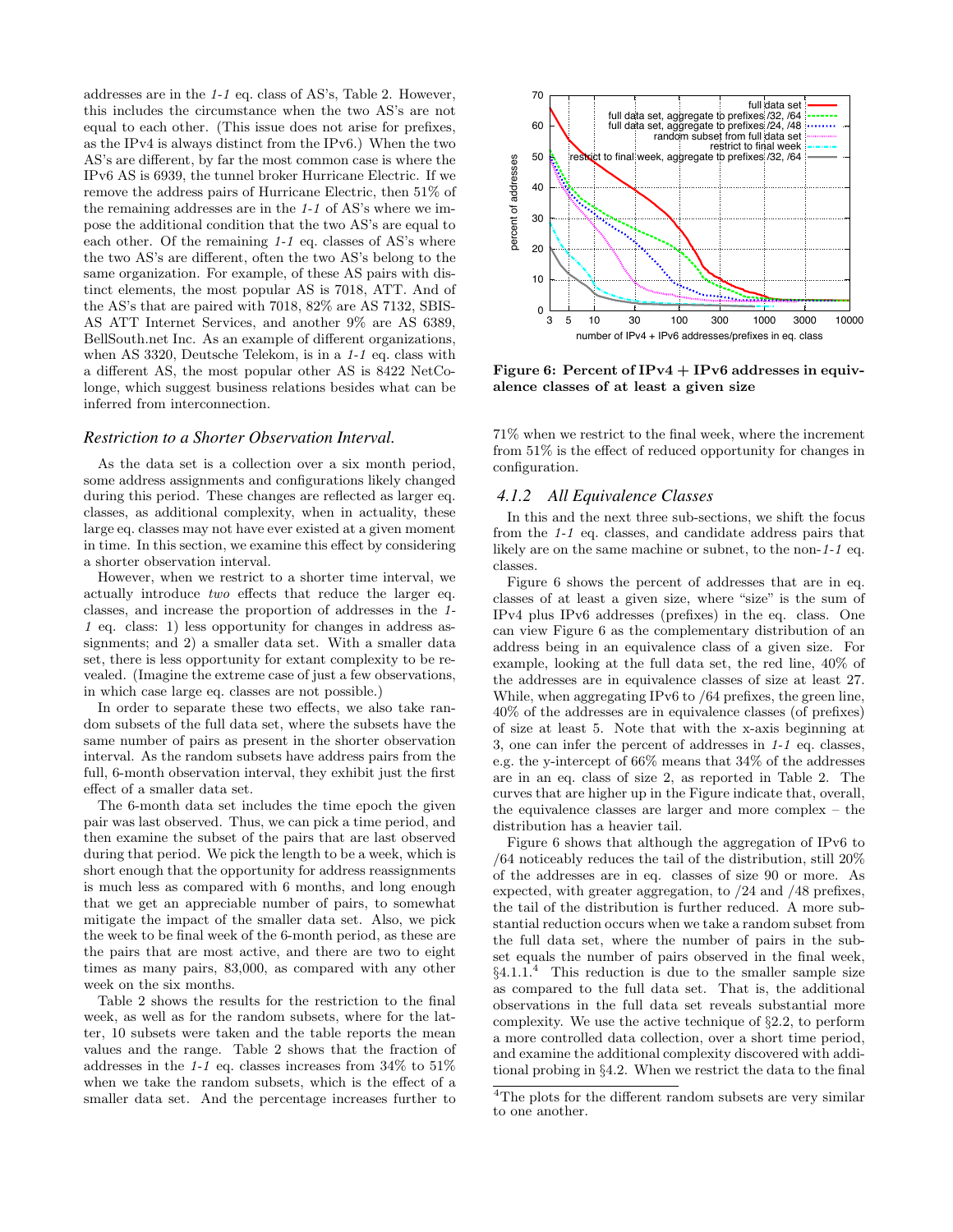addresses are in the *1-1* eq. class of AS's, Table 2. However, this includes the circumstance when the two AS's are not equal to each other. (This issue does not arise for prefixes, as the IPv4 is always distinct from the IPv6.) When the two AS's are different, by far the most common case is where the IPv6 AS is 6939, the tunnel broker Hurricane Electric. If we remove the address pairs of Hurricane Electric, then 51% of the remaining addresses are in the *1-1* of AS's where we impose the additional condition that the two AS's are equal to each other. Of the remaining *1-1* eq. classes of AS's where the two AS's are different, often the two AS's belong to the same organization. For example, of these AS pairs with distinct elements, the most popular AS is 7018, ATT. And of the AS's that are paired with 7018, 82% are AS 7132, SBIS-AS ATT Internet Services, and another 9% are AS 6389, BellSouth.net Inc. As an example of different organizations, when AS 3320, Deutsche Telekom, is in a *1-1* eq. class with a different AS, the most popular other AS is 8422 NetCologne, which suggest business relations besides what can be inferred from interconnection.

### Restriction to a Shorter Observation Interval.

As the data set is a collection over a six month period, some address assignments and configurations likely changed during this period. These changes are reflected as larger eq. classes, as additional complexity, when in actuality, these large eq. classes may not have ever existed at a given moment in time. In this section, we examine this effect by considering a shorter observation interval.

However, when we restrict to a shorter time interval, we actually introduce *two* effects that reduce the larger eq. classes, and increase the proportion of addresses in the *1-1* eq. class: 1) less opportunity for changes in address assignments; and 2) a smaller data set. With a smaller data set, there is less opportunity for extant complexity to be revealed. (Imagine the extreme case of just a few observations, in which case large eq. classes are not possible.)

In order to separate these two effects, we also take random subsets of the full data set, where the subsets have the same number of pairs as present in the shorter observation interval. As the random subsets have address pairs from the full, 6-month observation interval, they exhibit just the first effect of a smaller data set.

The 6-month data set includes the time epoch the given pair was last observed. Thus, we can pick a time period, and then examine the subset of the pairs that are last observed during that period. We pick the length to be a week, which is short enough that the opportunity for address reassignments is much less as compared with 6 months, and long enough that we get an appreciable number of pairs, to somewhat mitigate the impact of the smaller data set. Also, we pick the week to be final week of the 6-month period, as these are the pairs that are most active, and there are two to eight times as many pairs, 83,000, as compared with any other week on the six months.

Table 2 shows the results for the restriction to the final week, as well as for the random subsets, where for the latter, 10 subsets were taken and the table reports the mean values and the range. Table 2 shows that the fraction of addresses in the *1-1* eq. classes increases from 34% to 51% when we take the random subsets, which is the effect of a smaller data set. And the percentage increases further to 71% when we restrict to the final week, where the increment from 51% is the effect of reduced opportunity for changes in configuration.

### 4.1.2 All Equivalence Classes

In this and the next three sub-sections, we shift the focus from the *1-1* eq. classes, and candidate address pairs that likely are on the same machine or subnet, to the non-*1-1* eq. classes.

Figure 6 shows the percent of addresses that are in eq. classes of at least a given size, where "size" is the sum of IPv4 plus IPv6 addresses (prefixes) in the eq. class. One can view Figure 6 as the complementary distribution of an address being in an equivalence class of a given size. For example, looking at the full data set, the red line, 40% of the addresses are in equivalence classes of size at least 27. While, when aggregating IPv6 to /64 prefixes, the green line, 40% of the addresses are in equivalence classes (of prefixes) of size at least 5. Note that with the x-axis beginning at 3, one can infer the percent of addresses in *1-1* eq. classes, e.g. the y-intercept of 66% means that 34% of the addresses are in an eq. class of size 2, as reported in Table 2. The curves that are higher up in the Figure indicate that, overall, the equivalence classes are larger and more complex – the distribution has a heavier tail.

Figure 6 shows that although the aggregation of IPv6 to /64 noticeably reduces the tail of the distribution, still 20% of the addresses are in eq. classes of size 90 or more. As expected, with greater aggregation, to /24 and /48 prefixes, the tail of the distribution is further reduced. A more substantial reduction occurs when we take a random subset from the full data set, where the number of pairs in the subset equals the number of pairs observed in the final week, §4.1.1.[4] This reduction is due to the smaller sample size as compared to the full data set. That is, the additional observations in the full data set reveals substantial more complexity. We use the active technique of §2.2, to perform a more controlled data collection, over a short time period, and examine the additional complexity discovered with additional probing in §4.2. When we restrict the data to the final

**Figure 6: Percent of IPv4 + IPv6 addresses in equivalence classes of at least a given size**

[4]The plots for the different random subsets are very similar to one another.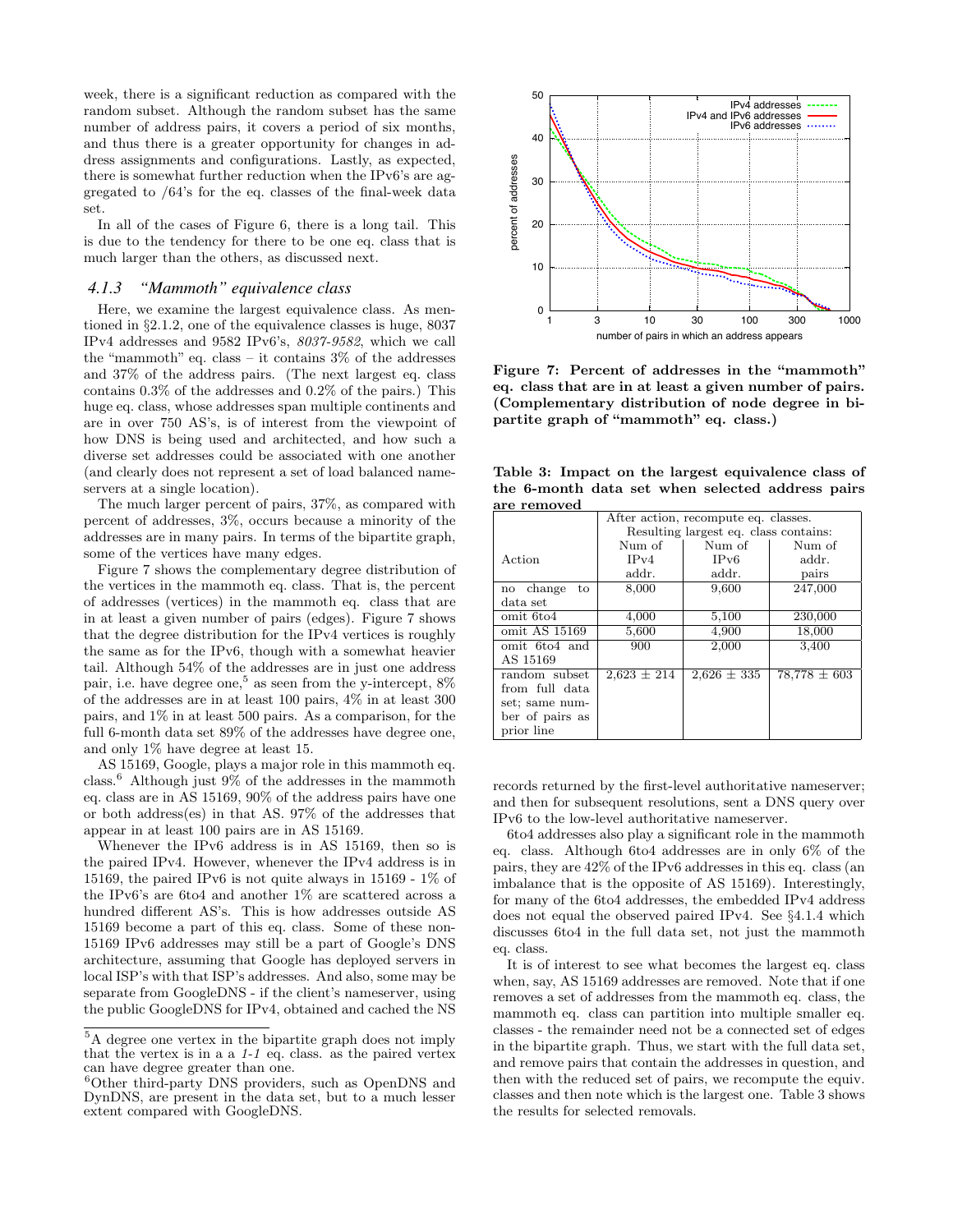week, there is a significant reduction as compared with the random subset. Although the random subset has the same number of address pairs, it covers a period of six months, and thus there is a greater opportunity for changes in address assignments and configurations. Lastly, as expected, there is somewhat further reduction when the IPv6's are aggregated to /64's for the eq. classes of the final-week data set.

In all of the cases of Figure 6, there is a long tail. This is due to the tendency for there to be one eq. class that is much larger than the others, as discussed next.

### 4.1.3 "Mammoth" equivalence class

Here, we examine the largest equivalence class. As mentioned in §2.1.2, one of the equivalence classes is huge, 8037 IPv4 addresses and 9582 IPv6's, *8037-9582*, which we call the "mammoth" eq. class – it contains 3% of the addresses and 37% of the address pairs. (The next largest eq. class contains 0.3% of the addresses and 0.2% of the pairs.) This huge eq. class, whose addresses span multiple continents and are in over 750 AS's, is of interest from the viewpoint of how DNS is being used and architected, and how such a diverse set addresses could be associated with one another (and clearly does not represent a set of load balanced nameservers at a single location).

The much larger percent of pairs, 37%, as compared with percent of addresses, 3%, occurs because a minority of the addresses are in many pairs. In terms of the bipartite graph, some of the vertices have many edges.

Figure 7 shows the complementary degree distribution of the vertices in the mammoth eq. class. That is, the percent of addresses (vertices) in the mammoth eq. class that are in at least a given number of pairs (edges). Figure 7 shows that the degree distribution for the IPv4 vertices is roughly the same as for the IPv6, though with a somewhat heavier tail. Although 54% of the addresses are in just one address pair, i.e. have degree one,[5] as seen from the y-intercept, 8% of the addresses are in at least 100 pairs, 4% in at least 300 pairs, and 1% in at least 500 pairs. As a comparison, for the full 6-month data set 89% of the addresses have degree one, and only 1% have degree at least 15.

AS 15169, Google, plays a major role in this mammoth eq. class.[6] Although just 9% of the addresses in the mammoth eq. class are in AS 15169, 90% of the address pairs have one or both address(es) in that AS. 97% of the addresses that appear in at least 100 pairs are in AS 15169.

Whenever the IPv6 address is in AS 15169, then so is the paired IPv4. However, whenever the IPv4 address is in 15169, the paired IPv6 is not quite always in 15169 - 1% of the IPv6's are 6to4 and another 1% are scattered across a hundred different AS's. This is how addresses outside AS 15169 become a part of this eq. class. Some of these non-15169 IPv6 addresses may still be a part of Google's DNS architecture, assuming that Google has deployed servers in local ISP's with that ISP's addresses. And also, some may be separate from GoogleDNS - if the client's nameserver, using the public GoogleDNS for IPv4, obtained and cached the NS records returned by the first-level authoritative nameserver; and then for subsequent resolutions, sent a DNS query over IPv6 to the low-level authoritative nameserver.

6to4 addresses also play a significant role in the mammoth eq. class. Although 6to4 addresses are in only 6% of the pairs, they are 42% of the IPv6 addresses in this eq. class (an imbalance that is the opposite of AS 15169). Interestingly, for many of the 6to4 addresses, the embedded IPv4 address does not equal the observed paired IPv4. See §4.1.4 which discusses 6to4 in the full data set, not just the mammoth eq. class.

It is of interest to see what becomes the largest eq. class when, say, AS 15169 addresses are removed. Note that if one removes a set of addresses from the mammoth eq. class, the mammoth eq. class can partition into multiple smaller eq. classes - the remainder need not be a connected set of edges in the bipartite graph. Thus, we start with the full data set, and remove pairs that contain the addresses in question, and then with the reduced set of pairs, we recompute the equiv. classes and then note which is the largest one. Table 3 shows the results for selected removals.

**Figure 7: Percent of addresses in the "mammoth" eq. class that are in at least a given number of pairs. (Complementary distribution of node degree in bipartite graph of "mammoth" eq. class.)**

**Table 3: Impact on the largest equivalence class of the 6-month data set when selected address pairs are removed**

| Action | After action, recompute eq. classes. Resulting largest eq. class contains: Num of IPv4 addr. | Num of IPv6 addr. | Num of addr. pairs |
|---|---|---|---|
| no change to data set | 8,000 | 9,600 | 247,000 |
| omit 6to4 | 4,000 | 5,100 | 230,000 |
| omit AS 15169 | 5,600 | 4,900 | 18,000 |
| omit 6to4 and AS 15169 | 900 | 2,000 | 3,400 |
| random subset from full data set; same number of pairs as prior line | 2,623 ± 214 | 2,626 ± 335 | 78,778 ± 603 |

[5] A degree one vertex in the bipartite graph does not imply that the vertex is in a a *1-1* eq. class. as the paired vertex can have degree greater than one.

[6] Other third-party DNS providers, such as OpenDNS and DynDNS, are present in the data set, but to a much lesser extent compared with GoogleDNS.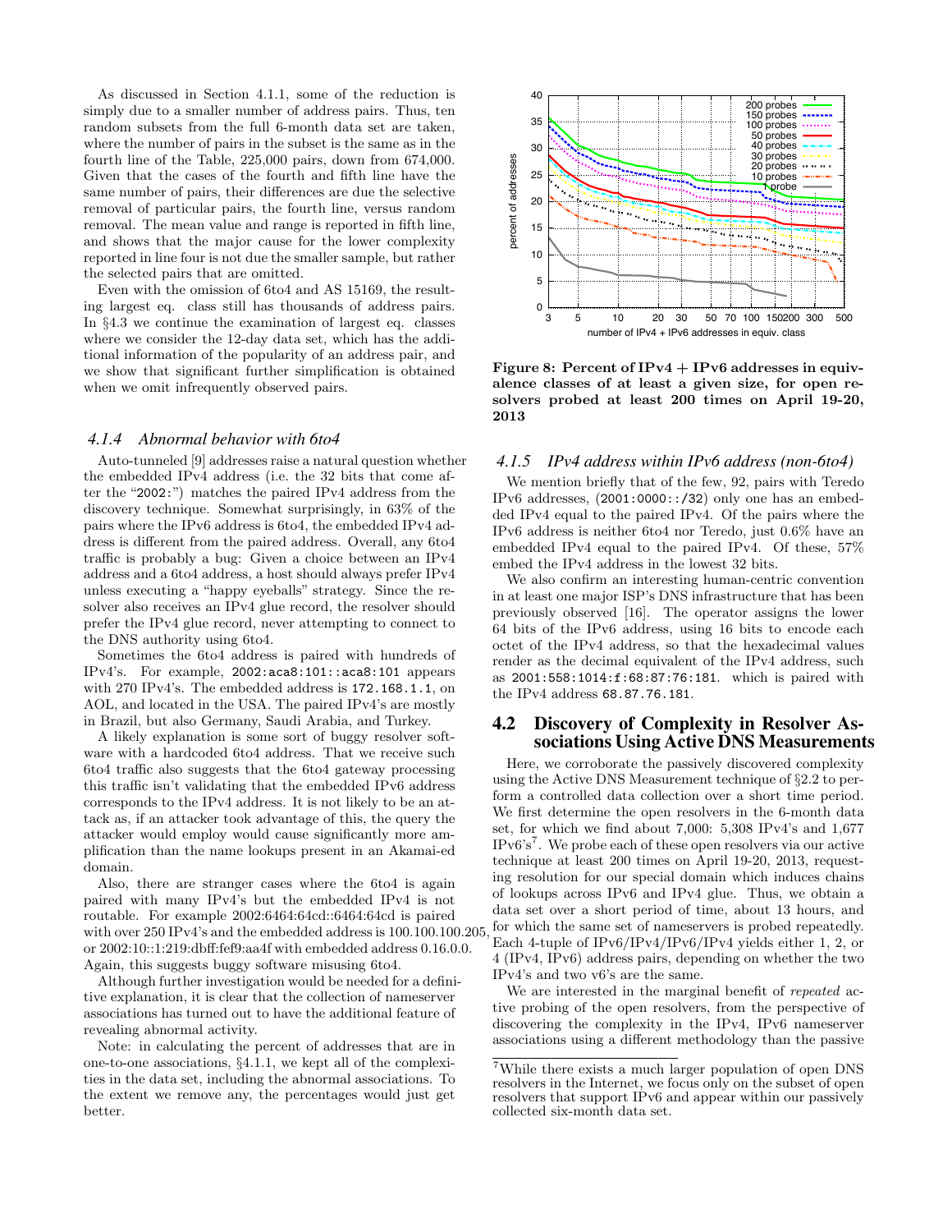As discussed in Section 4.1.1, some of the reduction is simply due to a smaller number of address pairs. Thus, ten random subsets from the full 6-month data set are taken, where the number of pairs in the subset is the same as in the fourth line of the Table, 225,000 pairs, down from 674,000. Given that the cases of the fourth and fifth line have the same number of pairs, their differences are due the selective removal of particular pairs, the fourth line, versus random removal. The mean value and range is reported in fifth line, and shows that the major cause for the lower complexity reported in line four is not due the smaller sample, but rather the selected pairs that are omitted.

Even with the omission of 6to4 and AS 15169, the resulting largest eq. class still has thousands of address pairs. In §4.3 we continue the examination of largest eq. classes where we consider the 12-day data set, which has the additional information of the popularity of an address pair, and we show that significant further simplification is obtained when we omit infrequently observed pairs.

### *4.1.4 Abnormal behavior with 6to4*

Auto-tunneled [9] addresses raise a natural question whether the embedded IPv4 address (i.e. the 32 bits that come after the "2002:") matches the paired IPv4 address from the discovery technique. Somewhat surprisingly, in 63% of the pairs where the IPv6 address is 6to4, the embedded IPv4 address is different from the paired address. Overall, any 6to4 traffic is probably a bug: Given a choice between an IPv4 address and a 6to4 address, a host should always prefer IPv4 unless executing a "happy eyeballs" strategy. Since the resolver also receives an IPv4 glue record, the resolver should prefer the IPv4 glue record, never attempting to connect to the DNS authority using 6to4.

Sometimes the 6to4 address is paired with hundreds of IPv4's. For example, `2002:aca8:101::aca8:101` appears with 270 IPv4's. The embedded address is `172.168.1.1`, on AOL, and located in the USA. The paired IPv4's are mostly in Brazil, but also Germany, Saudi Arabia, and Turkey.

A likely explanation is some sort of buggy resolver software with a hardcoded 6to4 address. That we receive such 6to4 traffic also suggests that the 6to4 gateway processing this traffic isn't validating that the embedded IPv6 address corresponds to the IPv4 address. It is not likely to be an attack as, if an attacker took advantage of this, the query the attacker would employ would cause significantly more amplification than the name lookups present in an Akamai-ed domain.

Also, there are stranger cases where the 6to4 is again paired with many IPv4's but the embedded IPv4 is not routable. For example 2002:6464:64cd::6464:64cd is paired with over 250 IPv4's and the embedded address is 100.100.100.205, or 2002:10::1:219:dbff:fef9:aa4f with embedded address 0.16.0.0. Again, this suggests buggy software misusing 6to4.

Although further investigation would be needed for a definitive explanation, it is clear that the collection of nameserver associations has turned out to have the additional feature of revealing abnormal activity.

Note: in calculating the percent of addresses that are in one-to-one associations, §4.1.1, we kept all of the complexities in the data set, including the abnormal associations. To the extent we remove any, the percentages would just get better.

**Figure 8: Percent of IPv4 + IPv6 addresses in equivalence classes of at least a given size, for open resolvers probed at least 200 times on April 19-20, 2013**

### *4.1.5 IPv4 address within IPv6 address (non-6to4)*

We mention briefly that of the few, 92, pairs with Teredo IPv6 addresses, (`2001:0000::/32`) only one has an embedded IPv4 equal to the paired IPv4. Of the pairs where the IPv6 address is neither 6to4 nor Teredo, just 0.6% have an embedded IPv4 equal to the paired IPv4. Of these, 57% embed the IPv4 address in the lowest 32 bits.

We also confirm an interesting human-centric convention in at least one major ISP's DNS infrastructure that has been previously observed [16]. The operator assigns the lower 64 bits of the IPv6 address, using 16 bits to encode each octet of the IPv4 address, so that the hexadecimal values render as the decimal equivalent of the IPv4 address, such as `2001:558:1014:f:68:87:76:181`. which is paired with the IPv4 address `68.87.76.181`.

## 4.2 Discovery of Complexity in Resolver Associations Using Active DNS Measurements

Here, we corroborate the passively discovered complexity using the Active DNS Measurement technique of §2.2 to perform a controlled data collection over a short time period. We first determine the open resolvers in the 6-month data set, for which we find about 7,000: 5,308 IPv4's and 1,677 IPv6's[7]. We probe each of these open resolvers via our active technique at least 200 times on April 19-20, 2013, requesting resolution for our special domain which induces chains of lookups across IPv6 and IPv4 glue. Thus, we obtain a data set over a short period of time, about 13 hours, and for which the same set of nameservers is probed repeatedly. Each 4-tuple of IPv6/IPv4/IPv6/IPv4 yields either 1, 2, or 4 (IPv4, IPv6) address pairs, depending on whether the two IPv4's and two v6's are the same.

We are interested in the marginal benefit of *repeated* active probing of the open resolvers, from the perspective of discovering the complexity in the IPv4, IPv6 nameserver associations using a different methodology than the passive

[7] While there exists a much larger population of open DNS resolvers in the Internet, we focus only on the subset of open resolvers that support IPv6 and appear within our passively collected six-month data set.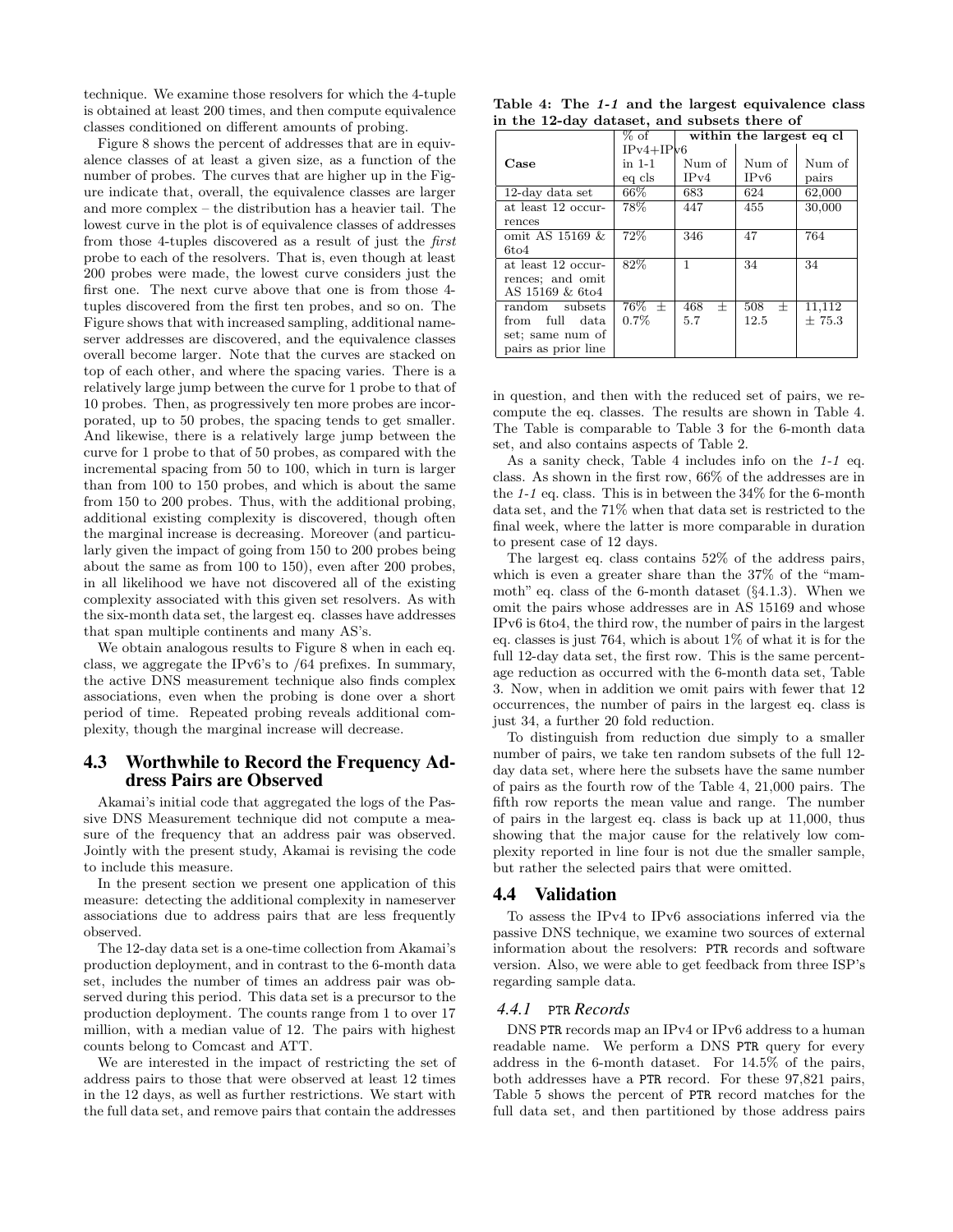technique. We examine those resolvers for which the 4-tuple is obtained at least 200 times, and then compute equivalence classes conditioned on different amounts of probing.

Figure 8 shows the percent of addresses that are in equivalence classes of at least a given size, as a function of the number of probes. The curves that are higher up in the Figure indicate that, overall, the equivalence classes are larger and more complex – the distribution has a heavier tail. The lowest curve in the plot is of equivalence classes of addresses from those 4-tuples discovered as a result of just the *first* probe to each of the resolvers. That is, even though at least 200 probes were made, the lowest curve considers just the first one. The next curve above that one is from those 4-tuples discovered from the first ten probes, and so on. The Figure shows that with increased sampling, additional nameserver addresses are discovered, and the equivalence classes overall become larger. Note that the curves are stacked on top of each other, and where the spacing varies. There is a relatively large jump between the curve for 1 probe to that of 10 probes. Then, as progressively ten more probes are incorporated, up to 50 probes, the spacing tends to get smaller. And likewise, there is a relatively large jump between the curve for 1 probe to that of 50 probes, as compared with the incremental spacing from 50 to 100, which in turn is larger than from 100 to 150 probes, and which is about the same from 150 to 200 probes. Thus, with the additional probing, additional existing complexity is discovered, though often the marginal increase is decreasing. Moreover (and particularly given the impact of going from 150 to 200 probes being about the same as from 100 to 150), even after 200 probes, in all likelihood we have not discovered all of the existing complexity associated with this given set resolvers. As with the six-month data set, the largest eq. classes have addresses that span multiple continents and many AS's.

We obtain analogous results to Figure 8 when in each eq. class, we aggregate the IPv6's to /64 prefixes. In summary, the active DNS measurement technique also finds complex associations, even when the probing is done over a short period of time. Repeated probing reveals additional complexity, though the marginal increase will decrease.

## 4.3 Worthwhile to Record the Frequency Address Pairs are Observed

Akamai's initial code that aggregated the logs of the Passive DNS Measurement technique did not compute a measure of the frequency that an address pair was observed. Jointly with the present study, Akamai is revising the code to include this measure.

In the present section we present one application of this measure: detecting the additional complexity in nameserver associations due to address pairs that are less frequently observed.

The 12-day data set is a one-time collection from Akamai's production deployment, and in contrast to the 6-month data set, includes the number of times an address pair was observed during this period. This data set is a precursor to the production deployment. The counts range from 1 to over 17 million, with a median value of 12. The pairs with highest counts belong to Comcast and ATT.

We are interested in the impact of restricting the set of address pairs to those that were observed at least 12 times in the 12 days, as well as further restrictions. We start with the full data set, and remove pairs that contain the addresses in question, and then with the reduced set of pairs, we recompute the eq. classes. The results are shown in Table 4. The Table is comparable to Table 3 for the 6-month data set, and also contains aspects of Table 2.

**Table 4: The *1-1* and the largest equivalence class in the 12-day dataset, and subsets there of**

| Case | % of IPv4+IPv6 in 1-1 eq cls | within the largest eq cl | | |
|---|---|---|---|---|
| | | Num of IPv4 | Num of IPv6 | Num of pairs |
| 12-day data set | 66% | 683 | 624 | 62,000 |
| at least 12 occurrences | 78% | 447 | 455 | 30,000 |
| omit AS 15169 & 6to4 | 72% | 346 | 47 | 764 |
| at least 12 occurrences; and omit AS 15169 & 6to4 | 82% | 1 | 34 | 34 |
| random subsets from full data set; same num of pairs as prior line | 76% ± 0.7% | 468 ± 5.7 | 508 ± 12.5 | 11,112 ± 75.3 |

As a sanity check, Table 4 includes info on the *1-1* eq. class. As shown in the first row, 66% of the addresses are in the *1-1* eq. class. This is in between the 34% for the 6-month data set, and the 71% when that data set is restricted to the final week, where the latter is more comparable in duration to present case of 12 days.

The largest eq. class contains 52% of the address pairs, which is even a greater share than the 37% of the "mammoth" eq. class of the 6-month dataset (§4.1.3). When we omit the pairs whose addresses are in AS 15169 and whose IPv6 is 6to4, the third row, the number of pairs in the largest eq. classes is just 764, which is about 1% of what it is for the full 12-day data set, the first row. This is the same percentage reduction as occurred with the 6-month data set, Table 3. Now, when in addition we omit pairs with fewer that 12 occurrences, the number of pairs in the largest eq. class is just 34, a further 20 fold reduction.

To distinguish from reduction due simply to a smaller number of pairs, we take ten random subsets of the full 12-day data set, where here the subsets have the same number of pairs as the fourth row of the Table 4, 21,000 pairs. The fifth row reports the mean value and range. The number of pairs in the largest eq. class is back up at 11,000, thus showing that the major cause for the relatively low complexity reported in line four is not due the smaller sample, but rather the selected pairs that were omitted.

## 4.4 Validation

To assess the IPv4 to IPv6 associations inferred via the passive DNS technique, we examine two sources of external information about the resolvers: PTR records and software version. Also, we were able to get feedback from three ISP's regarding sample data.

### 4.4.1 PTR *Records*

DNS PTR records map an IPv4 or IPv6 address to a human readable name. We perform a DNS PTR query for every address in the 6-month dataset. For 14.5% of the pairs, both addresses have a PTR record. For these 97,821 pairs, Table 5 shows the percent of PTR record matches for the full data set, and then partitioned by those address pairs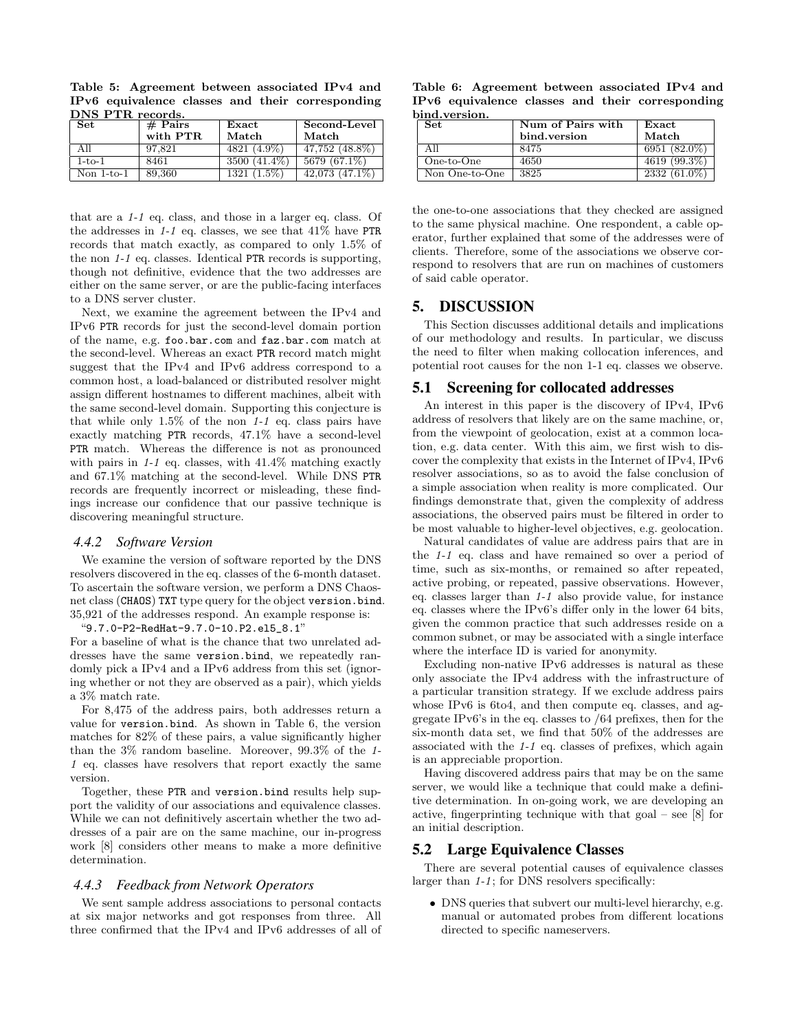**Table 5: Agreement between associated IPv4 and IPv6 equivalence classes and their corresponding DNS PTR records.**

| Set | # Pairs with PTR | Exact Match | Second-Level Match |
|---|---|---|---|
| All | 97,821 | 4821 (4.9%) | 47,752 (48.8%) |
| 1-to-1 | 8461 | 3500 (41.4%) | 5679 (67.1%) |
| Non 1-to-1 | 89,360 | 1321 (1.5%) | 42,073 (47.1%) |

that are a *1-1* eq. class, and those in a larger eq. class. Of the addresses in *1-1* eq. classes, we see that 41% have PTR records that match exactly, as compared to only 1.5% of the non *1-1* eq. classes. Identical PTR records is supporting, though not definitive, evidence that the two addresses are either on the same server, or are the public-facing interfaces to a DNS server cluster.

Next, we examine the agreement between the IPv4 and IPv6 PTR records for just the second-level domain portion of the name, e.g. foo.bar.com and faz.bar.com match at the second-level. Whereas an exact PTR record match might suggest that the IPv4 and IPv6 address correspond to a common host, a load-balanced or distributed resolver might assign different hostnames to different machines, albeit with the same second-level domain. Supporting this conjecture is that while only 1.5% of the non *1-1* eq. class pairs have exactly matching PTR records, 47.1% have a second-level PTR match. Whereas the difference is not as pronounced with pairs in *1-1* eq. classes, with 41.4% matching exactly and 67.1% matching at the second-level. While DNS PTR records are frequently incorrect or misleading, these findings increase our confidence that our passive technique is discovering meaningful structure.

#### *4.4.2 Software Version*

We examine the version of software reported by the DNS resolvers discovered in the eq. classes of the 6-month dataset. To ascertain the software version, we perform a DNS Chaosnet class (CHAOS) TXT type query for the object version.bind. 35,921 of the addresses respond. An example response is:

"9.7.0-P2-RedHat-9.7.0-10.P2.el5_8.1"

For a baseline of what is the chance that two unrelated addresses have the same version.bind, we repeatedly randomly pick a IPv4 and a IPv6 address from this set (ignoring whether or not they are observed as a pair), which yields a 3% match rate.

For 8,475 of the address pairs, both addresses return a value for version.bind. As shown in Table 6, the version matches for 82% of these pairs, a value significantly higher than the 3% random baseline. Moreover, 99.3% of the *1-1* eq. classes have resolvers that report exactly the same version.

Together, these PTR and version.bind results help support the validity of our associations and equivalence classes. While we can not definitively ascertain whether the two addresses of a pair are on the same machine, our in-progress work [8] considers other means to make a more definitive determination.

#### *4.4.3 Feedback from Network Operators*

We sent sample address associations to personal contacts at six major networks and got responses from three. All three confirmed that the IPv4 and IPv6 addresses of all of

**Table 6: Agreement between associated IPv4 and IPv6 equivalence classes and their corresponding bind.version.**

| Set | Num of Pairs with bind.version | Exact Match |
|---|---|---|
| All | 8475 | 6951 (82.0%) |
| One-to-One | 4650 | 4619 (99.3%) |
| Non One-to-One | 3825 | 2332 (61.0%) |

the one-to-one associations that they checked are assigned to the same physical machine. One respondent, a cable operator, further explained that some of the addresses were of clients. Therefore, some of the associations we observe correspond to resolvers that are run on machines of customers of said cable operator.

## 5. DISCUSSION

This Section discusses additional details and implications of our methodology and results. In particular, we discuss the need to filter when making collocation inferences, and potential root causes for the non 1-1 eq. classes we observe.

### 5.1 Screening for collocated addresses

An interest in this paper is the discovery of IPv4, IPv6 address of resolvers that likely are on the same machine, or, from the viewpoint of geolocation, exist at a common location, e.g. data center. With this aim, we first wish to discover the complexity that exists in the Internet of IPv4, IPv6 resolver associations, so as to avoid the false conclusion of a simple association when reality is more complicated. Our findings demonstrate that, given the complexity of address associations, the observed pairs must be filtered in order to be most valuable to higher-level objectives, e.g. geolocation.

Natural candidates of value are address pairs that are in the *1-1* eq. class and have remained so over a period of time, such as six-months, or remained so after repeated, active probing, or repeated, passive observations. However, eq. classes larger than *1-1* also provide value, for instance eq. classes where the IPv6's differ only in the lower 64 bits, given the common practice that such addresses reside on a common subnet, or may be associated with a single interface where the interface ID is varied for anonymity.

Excluding non-native IPv6 addresses is natural as these only associate the IPv4 address with the infrastructure of a particular transition strategy. If we exclude address pairs whose IPv6 is 6to4, and then compute eq. classes, and aggregate IPv6's in the eq. classes to /64 prefixes, then for the six-month data set, we find that 50% of the addresses are associated with the *1-1* eq. classes of prefixes, which again is an appreciable proportion.

Having discovered address pairs that may be on the same server, we would like a technique that could make a definitive determination. In on-going work, we are developing an active, fingerprinting technique with that goal – see [8] for an initial description.

### 5.2 Large Equivalence Classes

There are several potential causes of equivalence classes larger than *1-1*; for DNS resolvers specifically:

- DNS queries that subvert our multi-level hierarchy, e.g. manual or automated probes from different locations directed to specific nameservers.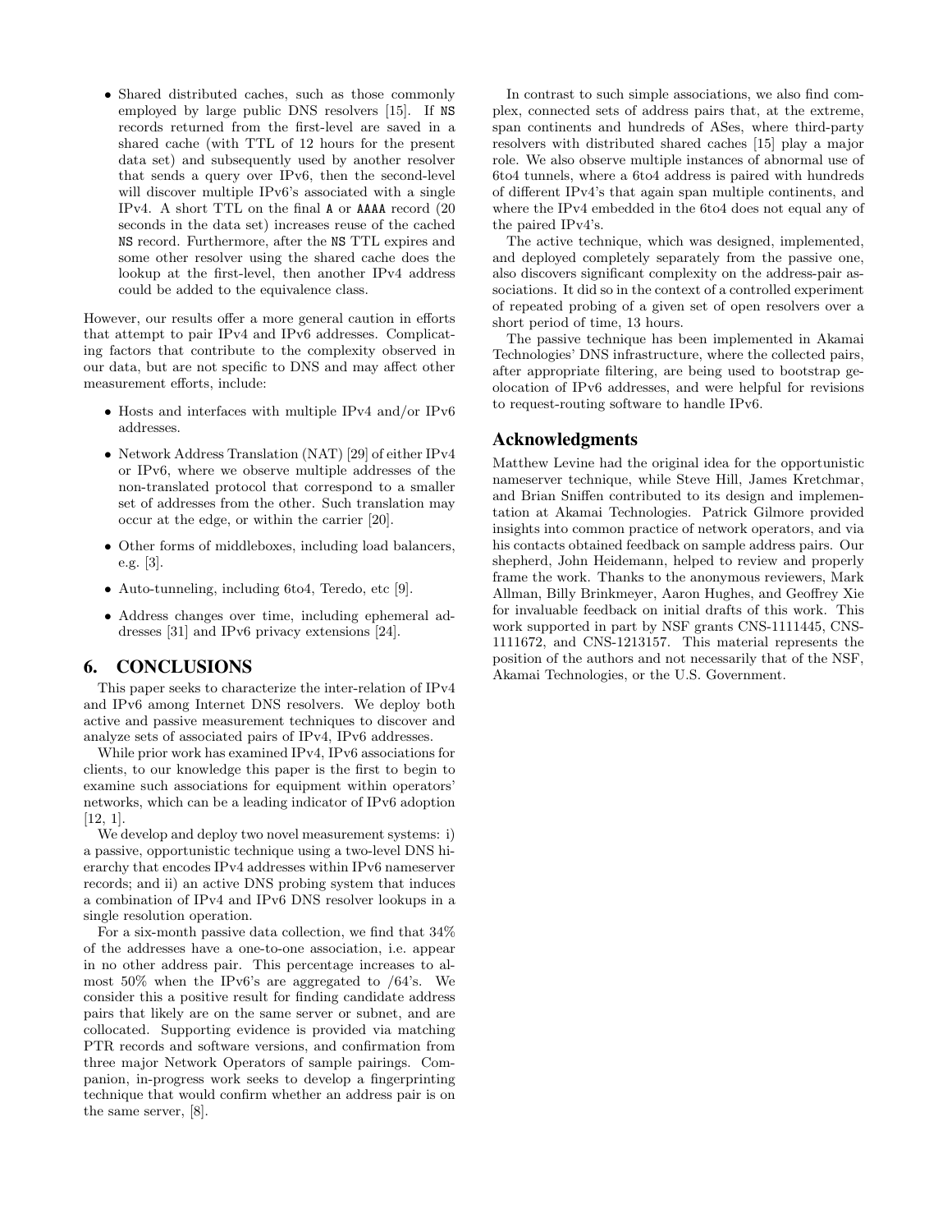- Shared distributed caches, such as those commonly employed by large public DNS resolvers [15]. If NS records returned from the first-level are saved in a shared cache (with TTL of 12 hours for the present data set) and subsequently used by another resolver that sends a query over IPv6, then the second-level will discover multiple IPv6's associated with a single IPv4. A short TTL on the final A or AAAA record (20 seconds in the data set) increases reuse of the cached NS record. Furthermore, after the NS TTL expires and some other resolver using the shared cache does the lookup at the first-level, then another IPv4 address could be added to the equivalence class.

However, our results offer a more general caution in efforts that attempt to pair IPv4 and IPv6 addresses. Complicating factors that contribute to the complexity observed in our data, but are not specific to DNS and may affect other measurement efforts, include:

- Hosts and interfaces with multiple IPv4 and/or IPv6 addresses.
- Network Address Translation (NAT) [29] of either IPv4 or IPv6, where we observe multiple addresses of the non-translated protocol that correspond to a smaller set of addresses from the other. Such translation may occur at the edge, or within the carrier [20].
- Other forms of middleboxes, including load balancers, e.g. [3].
- Auto-tunneling, including 6to4, Teredo, etc [9].
- Address changes over time, including ephemeral addresses [31] and IPv6 privacy extensions [24].

# 6. CONCLUSIONS

This paper seeks to characterize the inter-relation of IPv4 and IPv6 among Internet DNS resolvers. We deploy both active and passive measurement techniques to discover and analyze sets of associated pairs of IPv4, IPv6 addresses.

While prior work has examined IPv4, IPv6 associations for clients, to our knowledge this paper is the first to begin to examine such associations for equipment within operators' networks, which can be a leading indicator of IPv6 adoption [12, 1].

We develop and deploy two novel measurement systems: i) a passive, opportunistic technique using a two-level DNS hierarchy that encodes IPv4 addresses within IPv6 nameserver records; and ii) an active DNS probing system that induces a combination of IPv4 and IPv6 DNS resolver lookups in a single resolution operation.

For a six-month passive data collection, we find that 34% of the addresses have a one-to-one association, i.e. appear in no other address pair. This percentage increases to almost 50% when the IPv6's are aggregated to /64's. We consider this a positive result for finding candidate address pairs that likely are on the same server or subnet, and are collocated. Supporting evidence is provided via matching PTR records and software versions, and confirmation from three major Network Operators of sample pairings. Companion, in-progress work seeks to develop a fingerprinting technique that would confirm whether an address pair is on the same server, [8].

In contrast to such simple associations, we also find complex, connected sets of address pairs that, at the extreme, span continents and hundreds of ASes, where third-party resolvers with distributed shared caches [15] play a major role. We also observe multiple instances of abnormal use of 6to4 tunnels, where a 6to4 address is paired with hundreds of different IPv4's that again span multiple continents, and where the IPv4 embedded in the 6to4 does not equal any of the paired IPv4's.

The active technique, which was designed, implemented, and deployed completely separately from the passive one, also discovers significant complexity on the address-pair associations. It did so in the context of a controlled experiment of repeated probing of a given set of open resolvers over a short period of time, 13 hours.

The passive technique has been implemented in Akamai Technologies' DNS infrastructure, where the collected pairs, after appropriate filtering, are being used to bootstrap geolocation of IPv6 addresses, and were helpful for revisions to request-routing software to handle IPv6.

## Acknowledgments

Matthew Levine had the original idea for the opportunistic nameserver technique, while Steve Hill, James Kretchmar, and Brian Sniffen contributed to its design and implementation at Akamai Technologies. Patrick Gilmore provided insights into common practice of network operators, and via his contacts obtained feedback on sample address pairs. Our shepherd, John Heidemann, helped to review and properly frame the work. Thanks to the anonymous reviewers, Mark Allman, Billy Brinkmeyer, Aaron Hughes, and Geoffrey Xie for invaluable feedback on initial drafts of this work. This work supported in part by NSF grants CNS-1111445, CNS-1111672, and CNS-1213157. This material represents the position of the authors and not necessarily that of the NSF, Akamai Technologies, or the U.S. Government.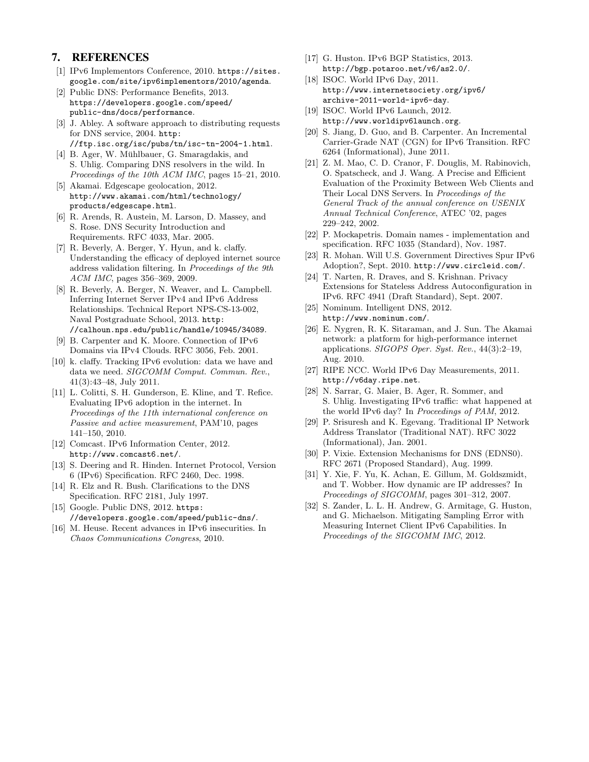## 7. REFERENCES

[1] IPv6 Implementors Conference, 2010. https://sites.google.com/site/ipv6implementors/2010/agenda.

[2] Public DNS: Performance Benefits, 2013. https://developers.google.com/speed/public-dns/docs/performance.

[3] J. Abley. A software approach to distributing requests for DNS service, 2004. http://ftp.isc.org/isc/pubs/tn/isc-tn-2004-1.html.

[4] B. Ager, W. Mühlbauer, G. Smaragdakis, and S. Uhlig. Comparing DNS resolvers in the wild. In *Proceedings of the 10th ACM IMC*, pages 15–21, 2010.

[5] Akamai. Edgescape geolocation, 2012. http://www.akamai.com/html/technology/products/edgescape.html.

[6] R. Arends, R. Austein, M. Larson, D. Massey, and S. Rose. DNS Security Introduction and Requirements. RFC 4033, Mar. 2005.

[7] R. Beverly, A. Berger, Y. Hyun, and k. claffy. Understanding the efficacy of deployed internet source address validation filtering. In *Proceedings of the 9th ACM IMC*, pages 356–369, 2009.

[8] R. Beverly, A. Berger, N. Weaver, and L. Campbell. Inferring Internet Server IPv4 and IPv6 Address Relationships. Technical Report NPS-CS-13-002, Naval Postgraduate School, 2013. http://calhoun.nps.edu/public/handle/10945/34089.

[9] B. Carpenter and K. Moore. Connection of IPv6 Domains via IPv4 Clouds. RFC 3056, Feb. 2001.

[10] k. claffy. Tracking IPv6 evolution: data we have and data we need. *SIGCOMM Comput. Commun. Rev.*, 41(3):43–48, July 2011.

[11] L. Colitti, S. H. Gunderson, E. Kline, and T. Refice. Evaluating IPv6 adoption in the internet. In *Proceedings of the 11th international conference on Passive and active measurement*, PAM'10, pages 141–150, 2010.

[12] Comcast. IPv6 Information Center, 2012. http://www.comcast6.net/.

[13] S. Deering and R. Hinden. Internet Protocol, Version 6 (IPv6) Specification. RFC 2460, Dec. 1998.

[14] R. Elz and R. Bush. Clarifications to the DNS Specification. RFC 2181, July 1997.

[15] Google. Public DNS, 2012. https://developers.google.com/speed/public-dns/.

[16] M. Heuse. Recent advances in IPv6 insecurities. In *Chaos Communications Congress*, 2010.

[17] G. Huston. IPv6 BGP Statistics, 2013. http://bgp.potaroo.net/v6/as2.0/.

[18] ISOC. World IPv6 Day, 2011. http://www.internetsociety.org/ipv6/archive-2011-world-ipv6-day.

[19] ISOC. World IPv6 Launch, 2012. http://www.worldipv6launch.org.

[20] S. Jiang, D. Guo, and B. Carpenter. An Incremental Carrier-Grade NAT (CGN) for IPv6 Transition. RFC 6264 (Informational), June 2011.

[21] Z. M. Mao, C. D. Cranor, F. Douglis, M. Rabinovich, O. Spatscheck, and J. Wang. A Precise and Efficient Evaluation of the Proximity Between Web Clients and Their Local DNS Servers. In *Proceedings of the General Track of the annual conference on USENIX Annual Technical Conference*, ATEC '02, pages 229–242, 2002.

[22] P. Mockapetris. Domain names - implementation and specification. RFC 1035 (Standard), Nov. 1987.

[23] R. Mohan. Will U.S. Government Directives Spur IPv6 Adoption?, Sept. 2010. http://www.circleid.com/.

[24] T. Narten, R. Draves, and S. Krishnan. Privacy Extensions for Stateless Address Autoconfiguration in IPv6. RFC 4941 (Draft Standard), Sept. 2007.

[25] Nominum. Intelligent DNS, 2012. http://www.nominum.com/.

[26] E. Nygren, R. K. Sitaraman, and J. Sun. The Akamai network: a platform for high-performance internet applications. *SIGOPS Oper. Syst. Rev.*, 44(3):2–19, Aug. 2010.

[27] RIPE NCC. World IPv6 Day Measurements, 2011. http://v6day.ripe.net.

[28] N. Sarrar, G. Maier, B. Ager, R. Sommer, and S. Uhlig. Investigating IPv6 traffic: what happened at the world IPv6 day? In *Proceedings of PAM*, 2012.

[29] P. Srisuresh and K. Egevang. Traditional IP Network Address Translator (Traditional NAT). RFC 3022 (Informational), Jan. 2001.

[30] P. Vixie. Extension Mechanisms for DNS (EDNS0). RFC 2671 (Proposed Standard), Aug. 1999.

[31] Y. Xie, F. Yu, K. Achan, E. Gillum, M. Goldszmidt, and T. Wobber. How dynamic are IP addresses? In *Proceedings of SIGCOMM*, pages 301–312, 2007.

[32] S. Zander, L. L. H. Andrew, G. Armitage, G. Huston, and G. Michaelson. Mitigating Sampling Error with Measuring Internet Client IPv6 Capabilities. In *Proceedings of the SIGCOMM IMC*, 2012.